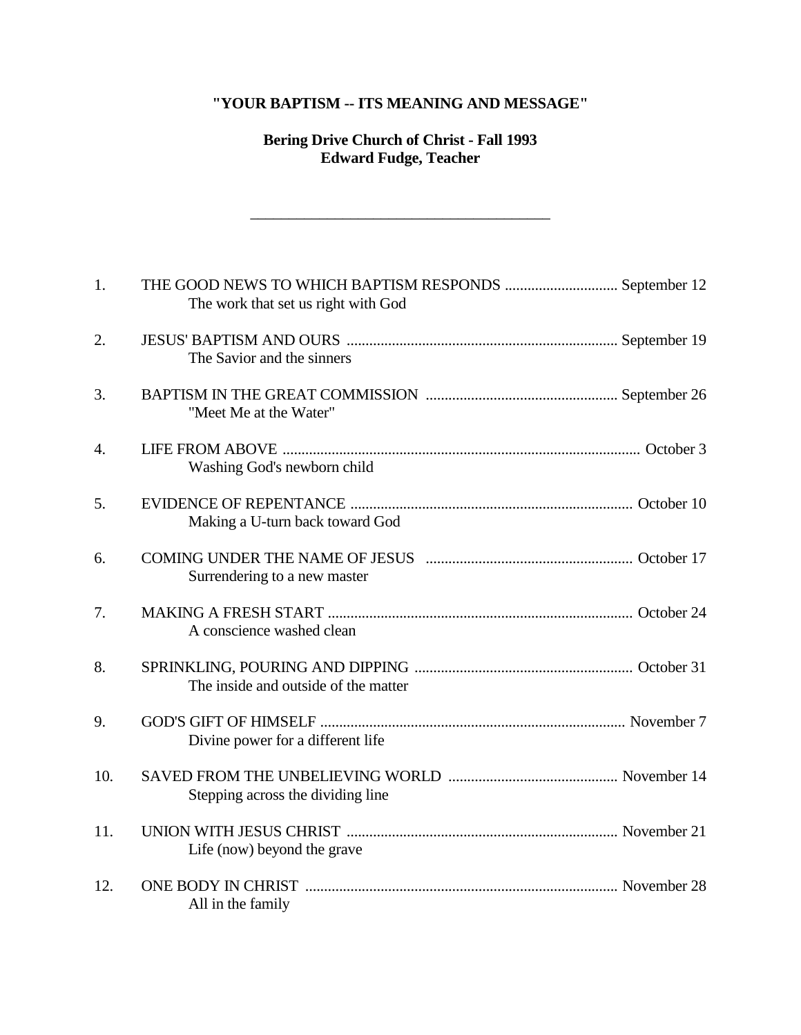# "YOUR BAPTISM -- ITS MEANING AND MESSAGE"

**Bering Drive Church of Christ - Fall 1993**
**Edward Fudge, Teacher**

---

1. THE GOOD NEWS TO WHICH BAPTISM RESPONDS .............................. September 12
   The work that set us right with God

2. JESUS' BAPTISM AND OURS ........................................................................ September 19
   The Savior and the sinners

3. BAPTISM IN THE GREAT COMMISSION ................................................... September 26
   "Meet Me at the Water"

4. LIFE FROM ABOVE .............................................................................................. October 3
   Washing God's newborn child

5. EVIDENCE OF REPENTANCE ........................................................................... October 10
   Making a U-turn back toward God

6. COMING UNDER THE NAME OF JESUS ....................................................... October 17
   Surrendering to a new master

7. MAKING A FRESH START ................................................................................ October 24
   A conscience washed clean

8. SPRINKLING, POURING AND DIPPING .......................................................... October 31
   The inside and outside of the matter

9. GOD'S GIFT OF HIMSELF ................................................................................. November 7
   Divine power for a different life

10. SAVED FROM THE UNBELIEVING WORLD ............................................. November 14
    Stepping across the dividing line

11. UNION WITH JESUS CHRIST ........................................................................ November 21
    Life (now) beyond the grave

12. ONE BODY IN CHRIST ................................................................................... November 28
    All in the family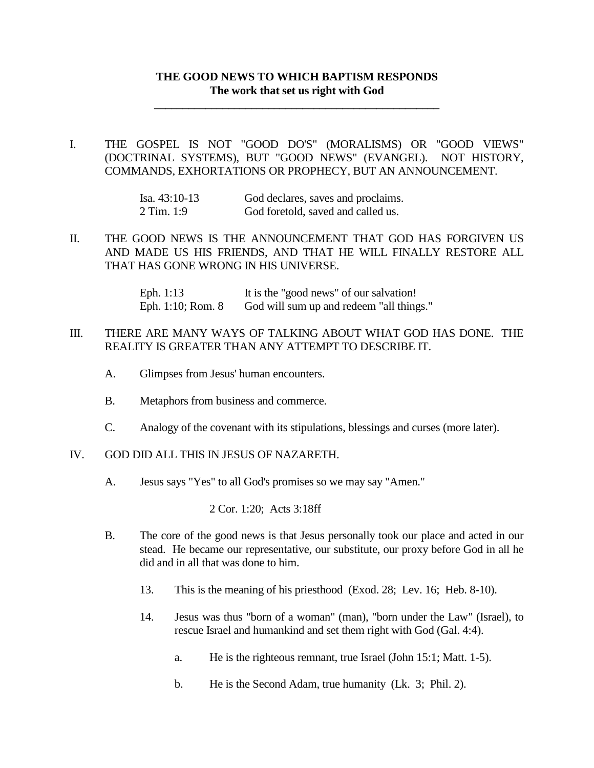## THE GOOD NEWS TO WHICH BAPTISM RESPONDS
### The work that set us right with God

---

I. THE GOSPEL IS NOT "GOOD DO'S" (MORALISMS) OR "GOOD VIEWS" (DOCTRINAL SYSTEMS), BUT "GOOD NEWS" (EVANGEL). NOT HISTORY, COMMANDS, EXHORTATIONS OR PROPHECY, BUT AN ANNOUNCEMENT.

| | |
|---|---|
| Isa. 43:10-13 | God declares, saves and proclaims. |
| 2 Tim. 1:9 | God foretold, saved and called us. |

II. THE GOOD NEWS IS THE ANNOUNCEMENT THAT GOD HAS FORGIVEN US AND MADE US HIS FRIENDS, AND THAT HE WILL FINALLY RESTORE ALL THAT HAS GONE WRONG IN HIS UNIVERSE.

| | |
|---|---|
| Eph. 1:13 | It is the "good news" of our salvation! |
| Eph. 1:10; Rom. 8 | God will sum up and redeem "all things." |

III. THERE ARE MANY WAYS OF TALKING ABOUT WHAT GOD HAS DONE. THE REALITY IS GREATER THAN ANY ATTEMPT TO DESCRIBE IT.

A. Glimpses from Jesus' human encounters.

B. Metaphors from business and commerce.

C. Analogy of the covenant with its stipulations, blessings and curses (more later).

IV. GOD DID ALL THIS IN JESUS OF NAZARETH.

A. Jesus says "Yes" to all God's promises so we may say "Amen."

2 Cor. 1:20; Acts 3:18ff

B. The core of the good news is that Jesus personally took our place and acted in our stead. He became our representative, our substitute, our proxy before God in all he did and in all that was done to him.

13. This is the meaning of his priesthood (Exod. 28; Lev. 16; Heb. 8-10).

14. Jesus was thus "born of a woman" (man), "born under the Law" (Israel), to rescue Israel and humankind and set them right with God (Gal. 4:4).

a. He is the righteous remnant, true Israel (John 15:1; Matt. 1-5).

b. He is the Second Adam, true humanity (Lk. 3; Phil. 2).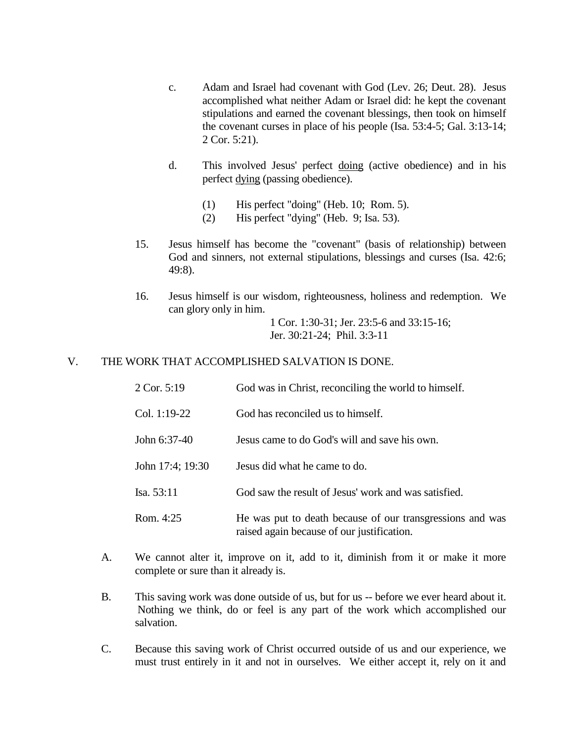c. Adam and Israel had covenant with God (Lev. 26; Deut. 28). Jesus accomplished what neither Adam or Israel did: he kept the covenant stipulations and earned the covenant blessings, then took on himself the covenant curses in place of his people (Isa. 53:4-5; Gal. 3:13-14; 2 Cor. 5:21).

d. This involved Jesus' perfect <u>doing</u> (active obedience) and in his perfect <u>dying</u> (passing obedience).

(1) His perfect "doing" (Heb. 10; Rom. 5).
(2) His perfect "dying" (Heb. 9; Isa. 53).

15. Jesus himself has become the "covenant" (basis of relationship) between God and sinners, not external stipulations, blessings and curses (Isa. 42:6; 49:8).

16. Jesus himself is our wisdom, righteousness, holiness and redemption. We can glory only in him.
1 Cor. 1:30-31; Jer. 23:5-6 and 33:15-16;
Jer. 30:21-24; Phil. 3:3-11

## V. THE WORK THAT ACCOMPLISHED SALVATION IS DONE.

| | |
|---|---|
| 2 Cor. 5:19 | God was in Christ, reconciling the world to himself. |
| Col. 1:19-22 | God has reconciled us to himself. |
| John 6:37-40 | Jesus came to do God's will and save his own. |
| John 17:4; 19:30 | Jesus did what he came to do. |
| Isa. 53:11 | God saw the result of Jesus' work and was satisfied. |
| Rom. 4:25 | He was put to death because of our transgressions and was raised again because of our justification. |

A. We cannot alter it, improve on it, add to it, diminish from it or make it more complete or sure than it already is.

B. This saving work was done outside of us, but for us -- before we ever heard about it. Nothing we think, do or feel is any part of the work which accomplished our salvation.

C. Because this saving work of Christ occurred outside of us and our experience, we must trust entirely in it and not in ourselves. We either accept it, rely on it and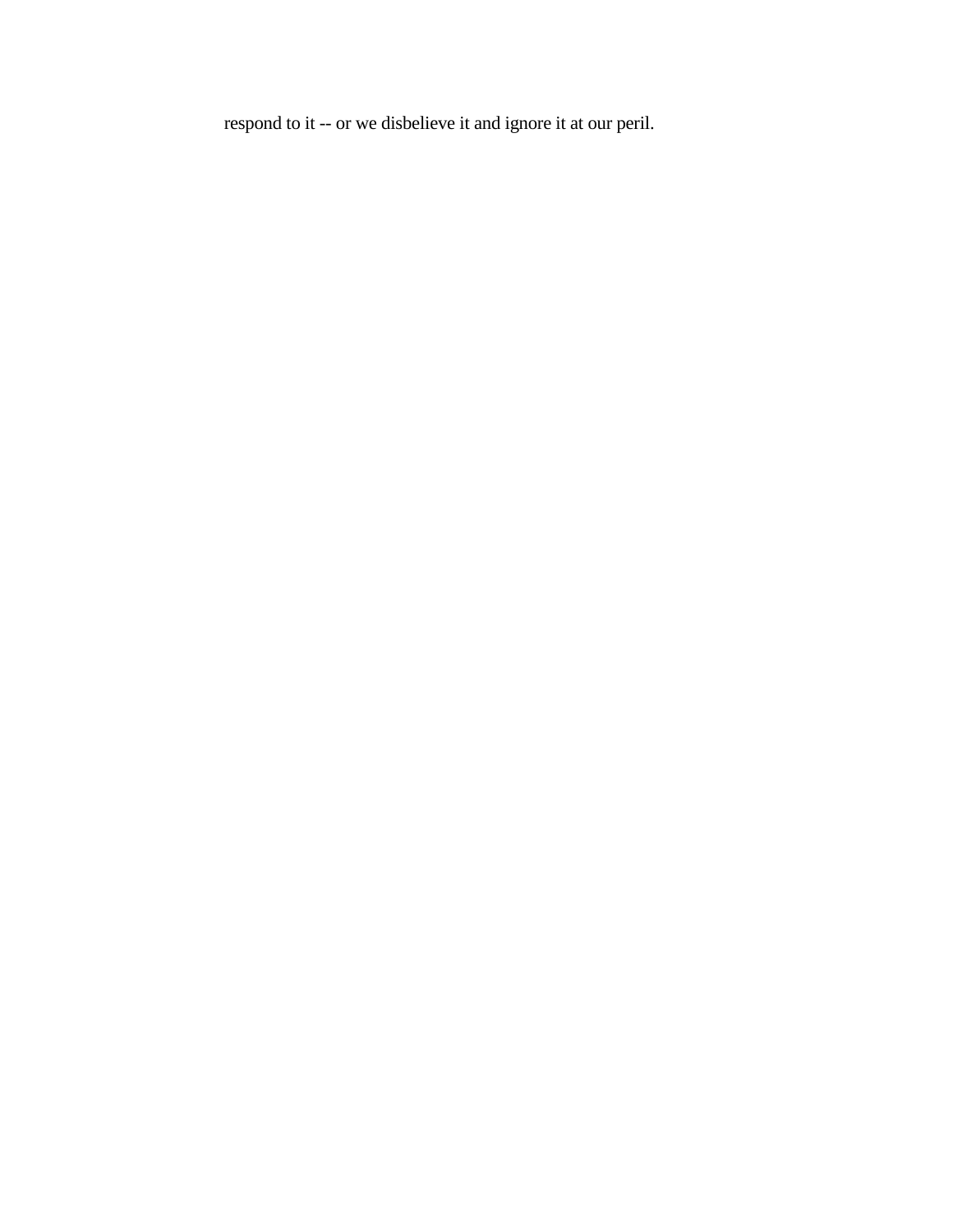respond to it -- or we disbelieve it and ignore it at our peril.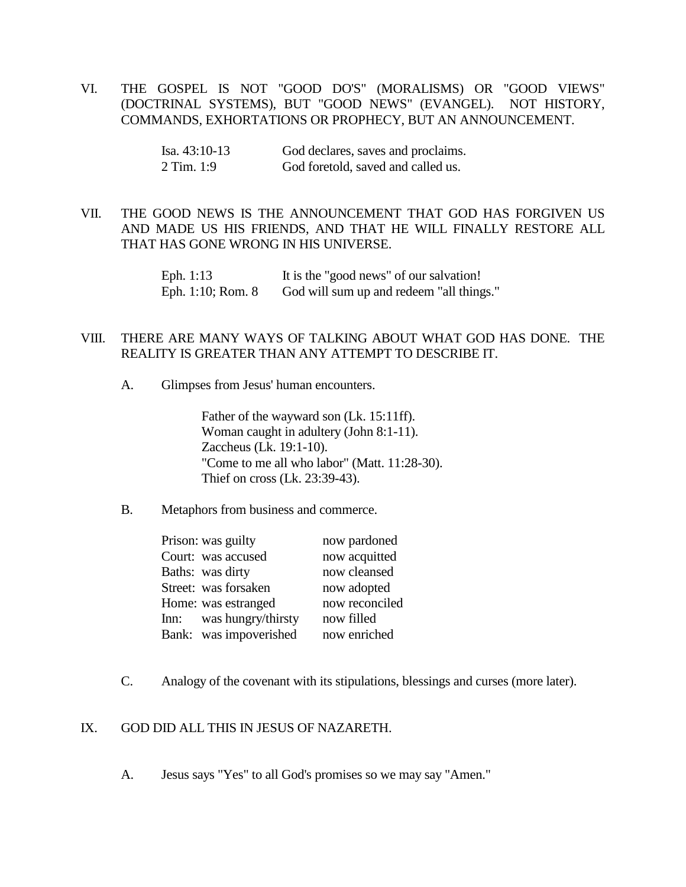VI. THE GOSPEL IS NOT "GOOD DO'S" (MORALISMS) OR "GOOD VIEWS" (DOCTRINAL SYSTEMS), BUT "GOOD NEWS" (EVANGEL). NOT HISTORY, COMMANDS, EXHORTATIONS OR PROPHECY, BUT AN ANNOUNCEMENT.

| | |
|---|---|
| Isa. 43:10-13 | God declares, saves and proclaims. |
| 2 Tim. 1:9 | God foretold, saved and called us. |

VII. THE GOOD NEWS IS THE ANNOUNCEMENT THAT GOD HAS FORGIVEN US AND MADE US HIS FRIENDS, AND THAT HE WILL FINALLY RESTORE ALL THAT HAS GONE WRONG IN HIS UNIVERSE.

| | |
|---|---|
| Eph. 1:13 | It is the "good news" of our salvation! |
| Eph. 1:10; Rom. 8 | God will sum up and redeem "all things." |

VIII. THERE ARE MANY WAYS OF TALKING ABOUT WHAT GOD HAS DONE. THE REALITY IS GREATER THAN ANY ATTEMPT TO DESCRIBE IT.

A. Glimpses from Jesus' human encounters.

Father of the wayward son (Lk. 15:11ff).
Woman caught in adultery (John 8:1-11).
Zaccheus (Lk. 19:1-10).
"Come to me all who labor" (Matt. 11:28-30).
Thief on cross (Lk. 23:39-43).

B. Metaphors from business and commerce.

| | | |
|---|---|---|
| Prison: | was guilty | now pardoned |
| Court: | was accused | now acquitted |
| Baths: | was dirty | now cleansed |
| Street: | was forsaken | now adopted |
| Home: | was estranged | now reconciled |
| Inn: | was hungry/thirsty | now filled |
| Bank: | was impoverished | now enriched |

C. Analogy of the covenant with its stipulations, blessings and curses (more later).

IX. GOD DID ALL THIS IN JESUS OF NAZARETH.

A. Jesus says "Yes" to all God's promises so we may say "Amen."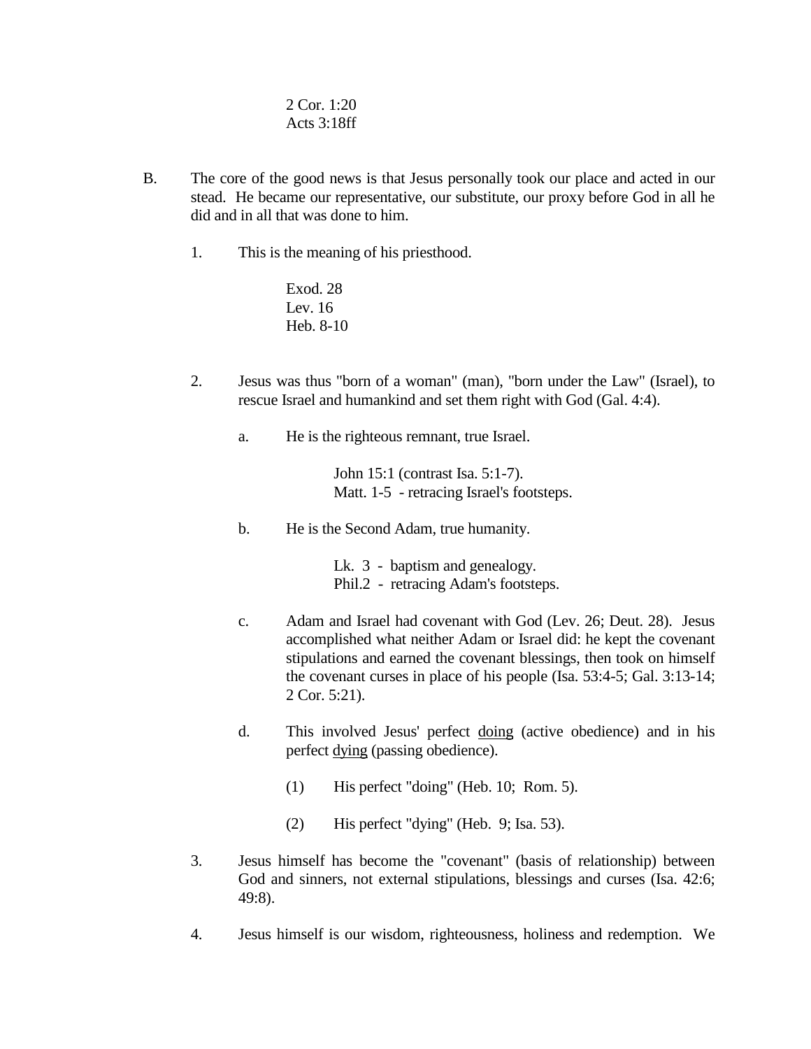2 Cor. 1:20
Acts 3:18ff

B. The core of the good news is that Jesus personally took our place and acted in our stead. He became our representative, our substitute, our proxy before God in all he did and in all that was done to him.

1. This is the meaning of his priesthood.

   Exod. 28
   Lev. 16
   Heb. 8-10

2. Jesus was thus "born of a woman" (man), "born under the Law" (Israel), to rescue Israel and humankind and set them right with God (Gal. 4:4).

   a. He is the righteous remnant, true Israel.

      John 15:1 (contrast Isa. 5:1-7).
      Matt. 1-5 - retracing Israel's footsteps.

   b. He is the Second Adam, true humanity.

      Lk. 3 - baptism and genealogy.
      Phil.2 - retracing Adam's footsteps.

   c. Adam and Israel had covenant with God (Lev. 26; Deut. 28). Jesus accomplished what neither Adam or Israel did: he kept the covenant stipulations and earned the covenant blessings, then took on himself the covenant curses in place of his people (Isa. 53:4-5; Gal. 3:13-14; 2 Cor. 5:21).

   d. This involved Jesus' perfect <u>doing</u> (active obedience) and in his perfect <u>dying</u> (passing obedience).

      (1) His perfect "doing" (Heb. 10; Rom. 5).

      (2) His perfect "dying" (Heb. 9; Isa. 53).

3. Jesus himself has become the "covenant" (basis of relationship) between God and sinners, not external stipulations, blessings and curses (Isa. 42:6; 49:8).

4. Jesus himself is our wisdom, righteousness, holiness and redemption. We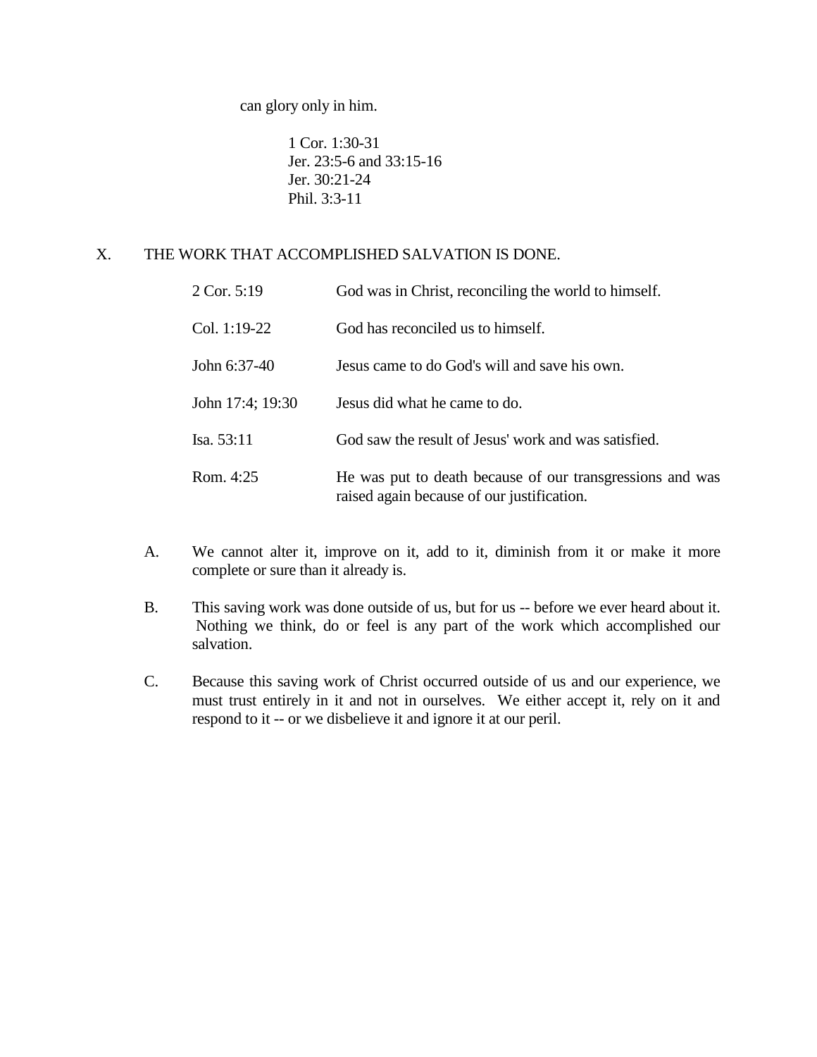can glory only in him.

1 Cor. 1:30-31
Jer. 23:5-6 and 33:15-16
Jer. 30:21-24
Phil. 3:3-11

## X. THE WORK THAT ACCOMPLISHED SALVATION IS DONE.

| | |
|---|---|
| 2 Cor. 5:19 | God was in Christ, reconciling the world to himself. |
| Col. 1:19-22 | God has reconciled us to himself. |
| John 6:37-40 | Jesus came to do God's will and save his own. |
| John 17:4; 19:30 | Jesus did what he came to do. |
| Isa. 53:11 | God saw the result of Jesus' work and was satisfied. |
| Rom. 4:25 | He was put to death because of our transgressions and was raised again because of our justification. |

A. We cannot alter it, improve on it, add to it, diminish from it or make it more complete or sure than it already is.

B. This saving work was done outside of us, but for us -- before we ever heard about it. Nothing we think, do or feel is any part of the work which accomplished our salvation.

C. Because this saving work of Christ occurred outside of us and our experience, we must trust entirely in it and not in ourselves. We either accept it, rely on it and respond to it -- or we disbelieve it and ignore it at our peril.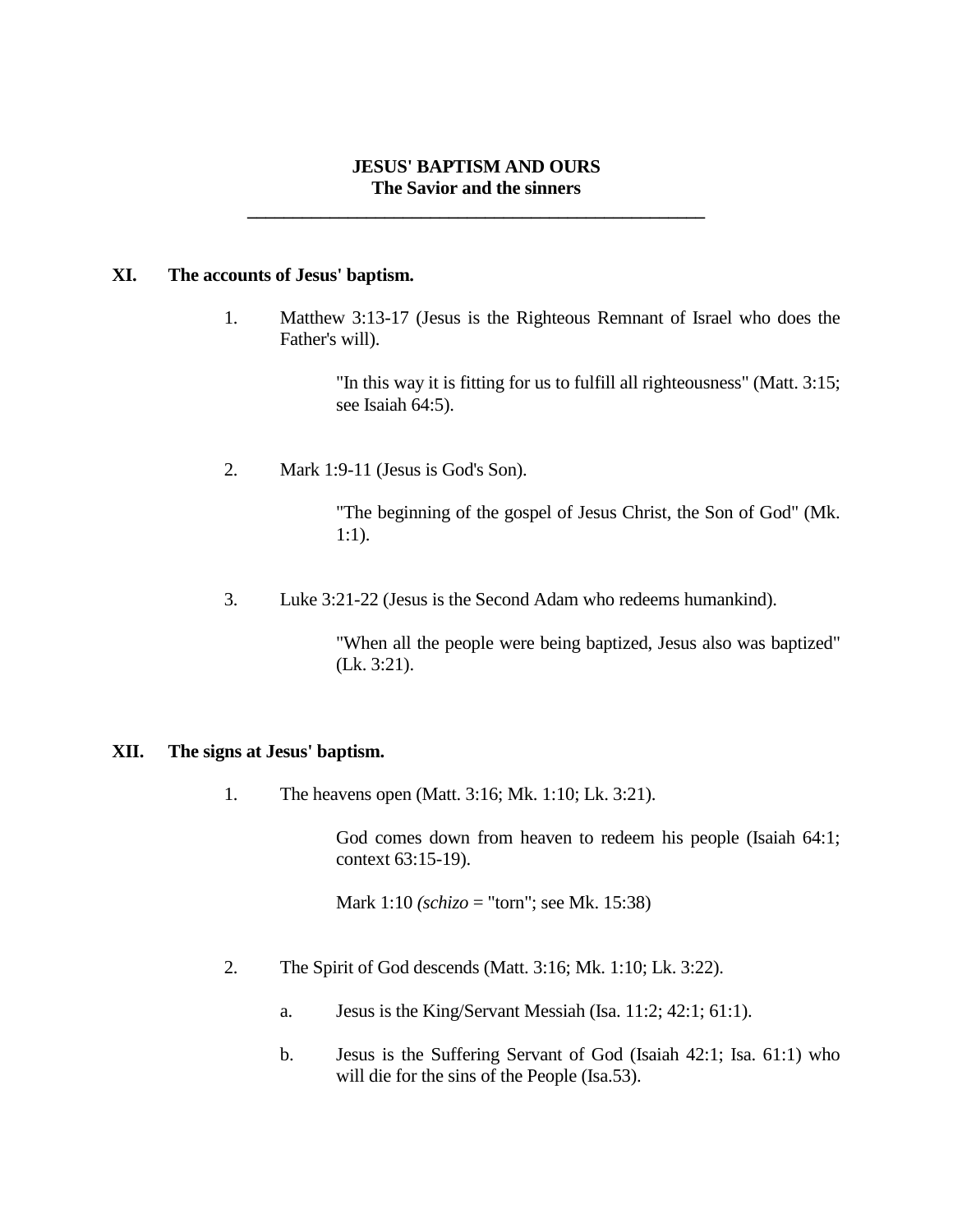**JESUS' BAPTISM AND OURS**
**The Savior and the sinners**

---

## XI. The accounts of Jesus' baptism.

1. Matthew 3:13-17 (Jesus is the Righteous Remnant of Israel who does the Father's will).

   "In this way it is fitting for us to fulfill all righteousness" (Matt. 3:15; see Isaiah 64:5).

2. Mark 1:9-11 (Jesus is God's Son).

   "The beginning of the gospel of Jesus Christ, the Son of God" (Mk. 1:1).

3. Luke 3:21-22 (Jesus is the Second Adam who redeems humankind).

   "When all the people were being baptized, Jesus also was baptized" (Lk. 3:21).

## XII. The signs at Jesus' baptism.

1. The heavens open (Matt. 3:16; Mk. 1:10; Lk. 3:21).

   God comes down from heaven to redeem his people (Isaiah 64:1; context 63:15-19).

   Mark 1:10 *(schizo* = "torn"; see Mk. 15:38)

2. The Spirit of God descends (Matt. 3:16; Mk. 1:10; Lk. 3:22).

   a. Jesus is the King/Servant Messiah (Isa. 11:2; 42:1; 61:1).

   b. Jesus is the Suffering Servant of God (Isaiah 42:1; Isa. 61:1) who will die for the sins of the People (Isa.53).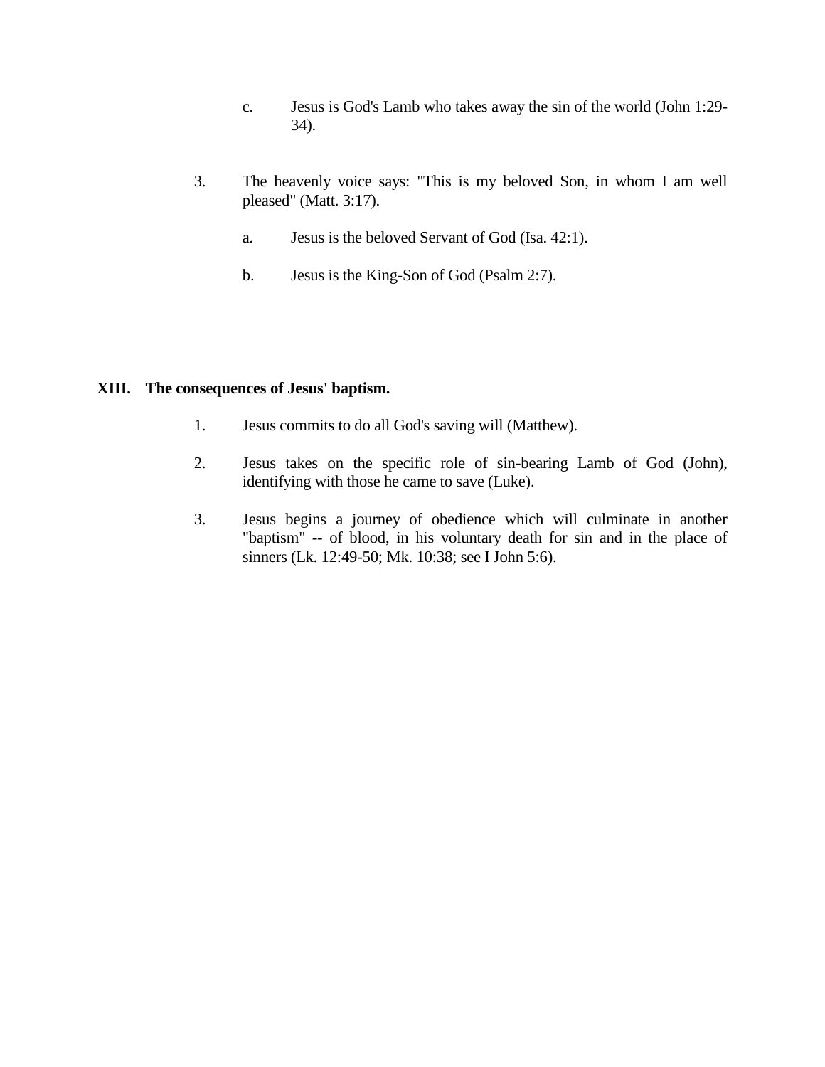c. Jesus is God's Lamb who takes away the sin of the world (John 1:29-34).

3. The heavenly voice says: "This is my beloved Son, in whom I am well pleased" (Matt. 3:17).

   a. Jesus is the beloved Servant of God (Isa. 42:1).

   b. Jesus is the King-Son of God (Psalm 2:7).

## XIII. The consequences of Jesus' baptism.

1. Jesus commits to do all God's saving will (Matthew).

2. Jesus takes on the specific role of sin-bearing Lamb of God (John), identifying with those he came to save (Luke).

3. Jesus begins a journey of obedience which will culminate in another "baptism" -- of blood, in his voluntary death for sin and in the place of sinners (Lk. 12:49-50; Mk. 10:38; see I John 5:6).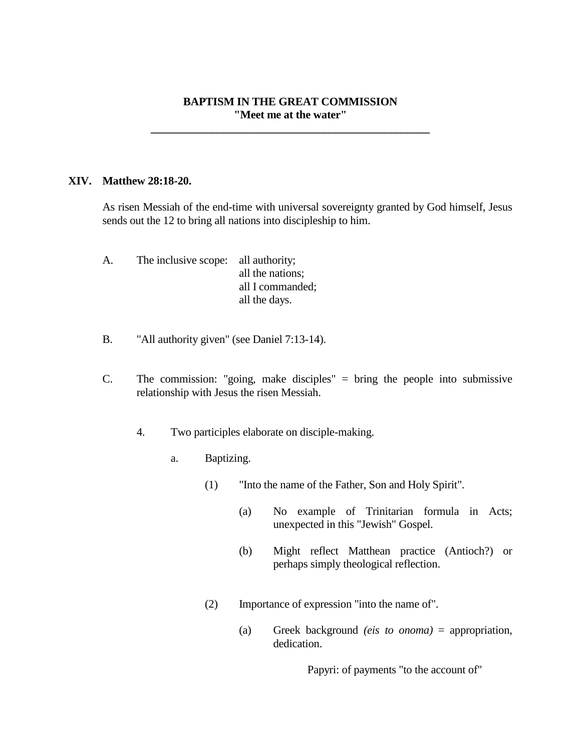**BAPTISM IN THE GREAT COMMISSION**
**"Meet me at the water"**

---

## XIV. Matthew 28:18-20.

As risen Messiah of the end-time with universal sovereignty granted by God himself, Jesus sends out the 12 to bring all nations into discipleship to him.

A. The inclusive scope: all authority;
all the nations;
all I commanded;
all the days.

B. "All authority given" (see Daniel 7:13-14).

C. The commission: "going, make disciples" = bring the people into submissive relationship with Jesus the risen Messiah.

4. Two participles elaborate on disciple-making.

a. Baptizing.

(1) "Into the name of the Father, Son and Holy Spirit".

(a) No example of Trinitarian formula in Acts; unexpected in this "Jewish" Gospel.

(b) Might reflect Matthean practice (Antioch?) or perhaps simply theological reflection.

(2) Importance of expression "into the name of".

(a) Greek background *(eis to onoma)* = appropriation, dedication.

Papyri: of payments "to the account of"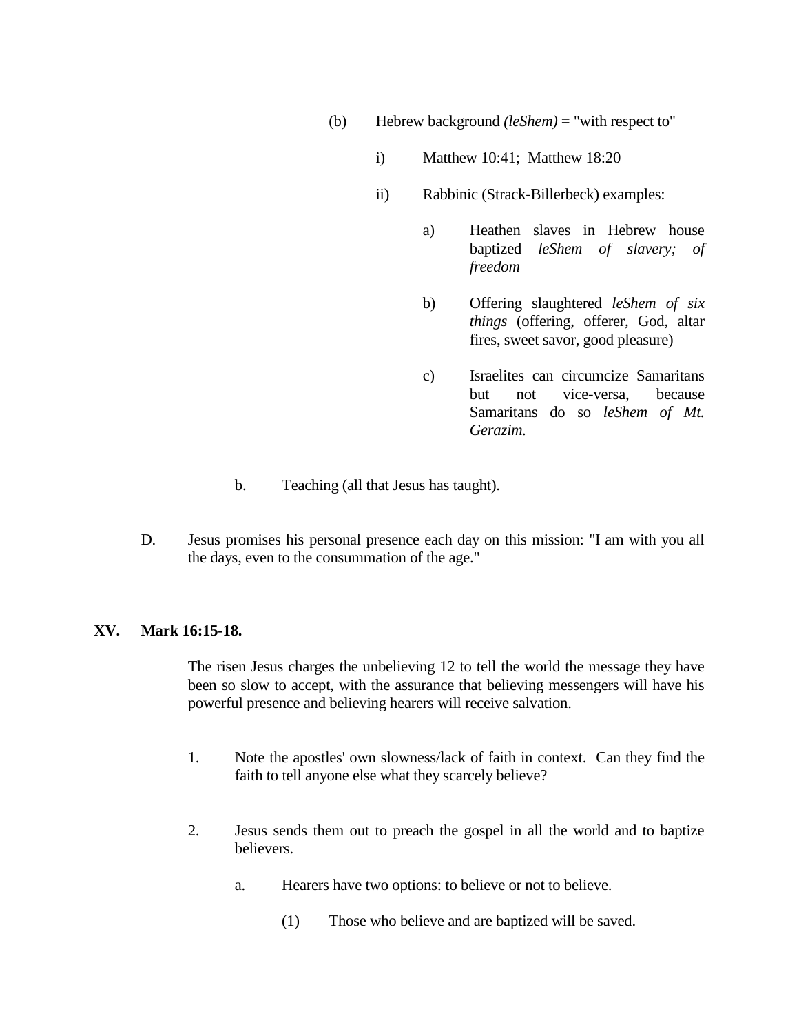(b) Hebrew background *(leShem)* = "with respect to"

i) Matthew 10:41; Matthew 18:20

ii) Rabbinic (Strack-Billerbeck) examples:

a) Heathen slaves in Hebrew house baptized *leShem of slavery; of freedom*

b) Offering slaughtered *leShem of six things* (offering, offerer, God, altar fires, sweet savor, good pleasure)

c) Israelites can circumcize Samaritans but not vice-versa, because Samaritans do so *leShem of Mt. Gerazim.*

b. Teaching (all that Jesus has taught).

D. Jesus promises his personal presence each day on this mission: "I am with you all the days, even to the consummation of the age."

## XV. Mark 16:15-18.

The risen Jesus charges the unbelieving 12 to tell the world the message they have been so slow to accept, with the assurance that believing messengers will have his powerful presence and believing hearers will receive salvation.

1. Note the apostles' own slowness/lack of faith in context. Can they find the faith to tell anyone else what they scarcely believe?

2. Jesus sends them out to preach the gospel in all the world and to baptize believers.

a. Hearers have two options: to believe or not to believe.

(1) Those who believe and are baptized will be saved.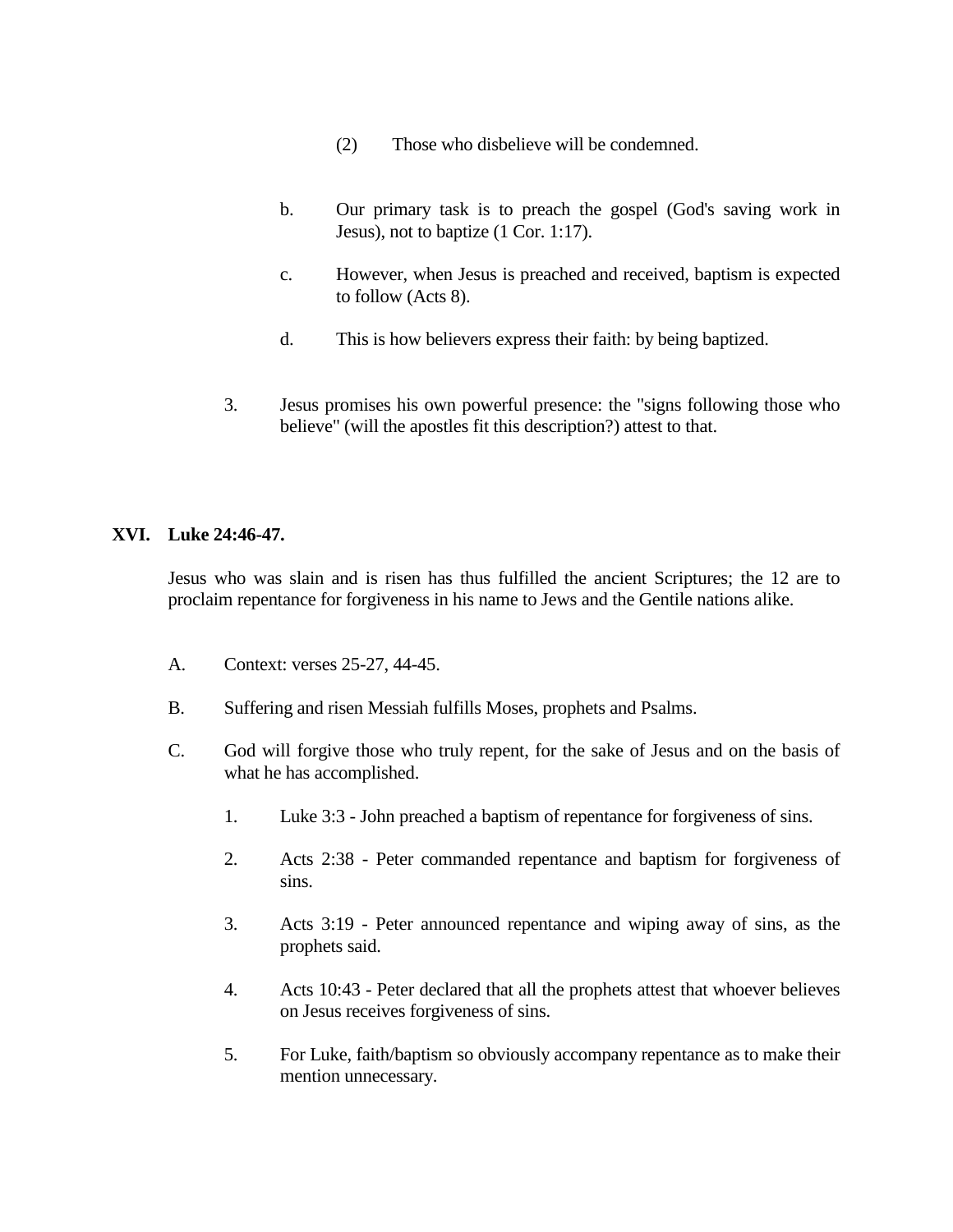(2) Those who disbelieve will be condemned.

b. Our primary task is to preach the gospel (God's saving work in Jesus), not to baptize (1 Cor. 1:17).

c. However, when Jesus is preached and received, baptism is expected to follow (Acts 8).

d. This is how believers express their faith: by being baptized.

3. Jesus promises his own powerful presence: the "signs following those who believe" (will the apostles fit this description?) attest to that.

## XVI. Luke 24:46-47.

Jesus who was slain and is risen has thus fulfilled the ancient Scriptures; the 12 are to proclaim repentance for forgiveness in his name to Jews and the Gentile nations alike.

A. Context: verses 25-27, 44-45.

B. Suffering and risen Messiah fulfills Moses, prophets and Psalms.

C. God will forgive those who truly repent, for the sake of Jesus and on the basis of what he has accomplished.

1. Luke 3:3 - John preached a baptism of repentance for forgiveness of sins.

2. Acts 2:38 - Peter commanded repentance and baptism for forgiveness of sins.

3. Acts 3:19 - Peter announced repentance and wiping away of sins, as the prophets said.

4. Acts 10:43 - Peter declared that all the prophets attest that whoever believes on Jesus receives forgiveness of sins.

5. For Luke, faith/baptism so obviously accompany repentance as to make their mention unnecessary.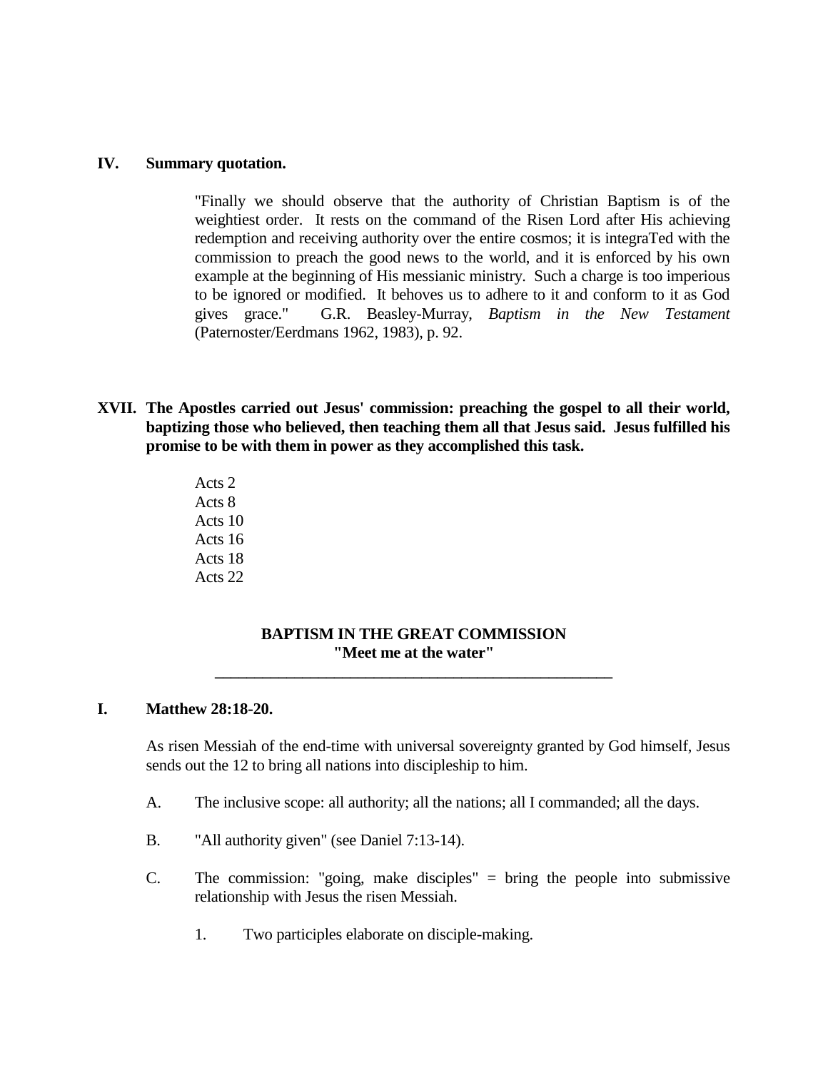**IV. Summary quotation.**

> "Finally we should observe that the authority of Christian Baptism is of the weightiest order. It rests on the command of the Risen Lord after His achieving redemption and receiving authority over the entire cosmos; it is integraTed with the commission to preach the good news to the world, and it is enforced by his own example at the beginning of His messianic ministry. Such a charge is too imperious to be ignored or modified. It behoves us to adhere to it and conform to it as God gives grace." G.R. Beasley-Murray, *Baptism in the New Testament* (Paternoster/Eerdmans 1962, 1983), p. 92.

**XVII. The Apostles carried out Jesus' commission: preaching the gospel to all their world, baptizing those who believed, then teaching them all that Jesus said. Jesus fulfilled his promise to be with them in power as they accomplished this task.**

Acts 2
Acts 8
Acts 10
Acts 16
Acts 18
Acts 22

## BAPTISM IN THE GREAT COMMISSION
### "Meet me at the water"

---

**I. Matthew 28:18-20.**

As risen Messiah of the end-time with universal sovereignty granted by God himself, Jesus sends out the 12 to bring all nations into discipleship to him.

A. The inclusive scope: all authority; all the nations; all I commanded; all the days.

B. "All authority given" (see Daniel 7:13-14).

C. The commission: "going, make disciples" = bring the people into submissive relationship with Jesus the risen Messiah.

1. Two participles elaborate on disciple-making.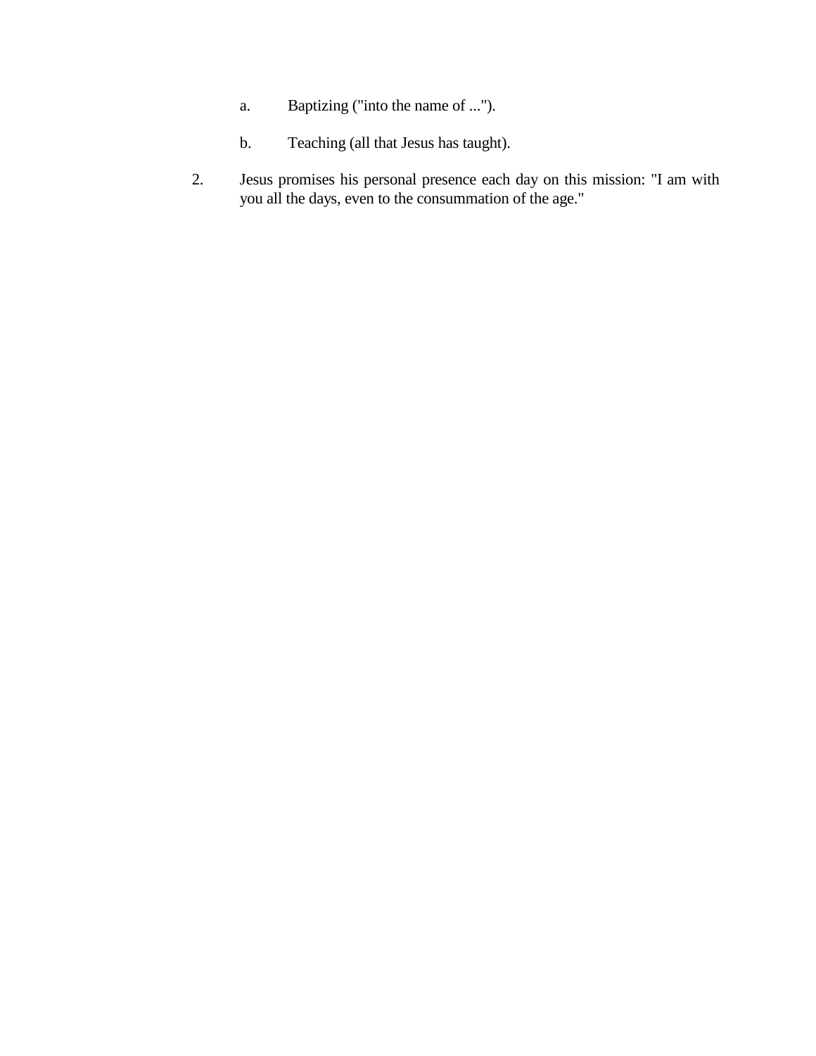a. Baptizing ("into the name of ...").

b. Teaching (all that Jesus has taught).

2. Jesus promises his personal presence each day on this mission: "I am with you all the days, even to the consummation of the age."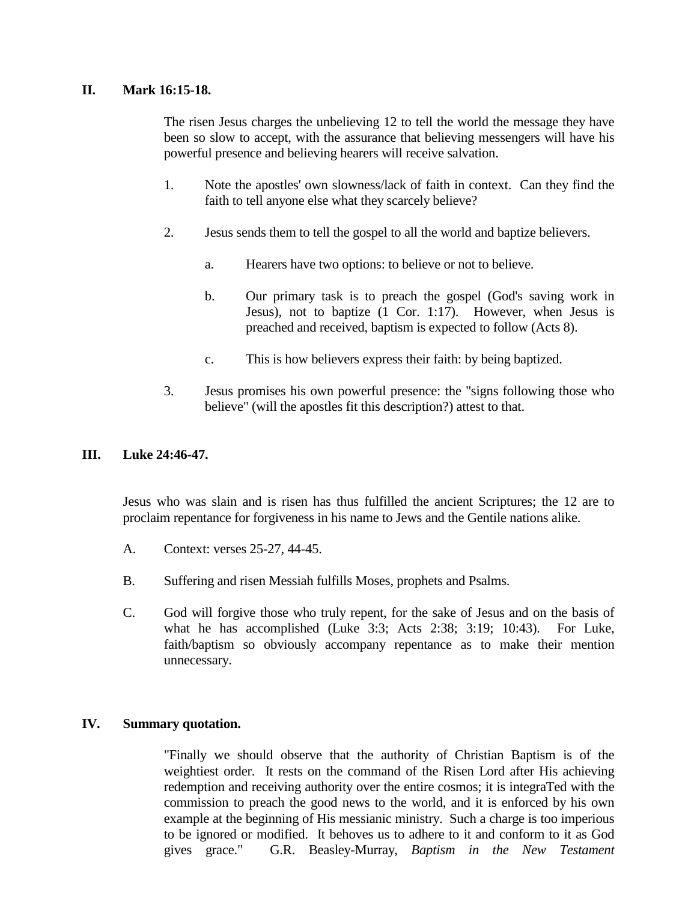## II. Mark 16:15-18.

The risen Jesus charges the unbelieving 12 to tell the world the message they have been so slow to accept, with the assurance that believing messengers will have his powerful presence and believing hearers will receive salvation.

1. Note the apostles' own slowness/lack of faith in context. Can they find the faith to tell anyone else what they scarcely believe?

2. Jesus sends them to tell the gospel to all the world and baptize believers.

   a. Hearers have two options: to believe or not to believe.

   b. Our primary task is to preach the gospel (God's saving work in Jesus), not to baptize (1 Cor. 1:17). However, when Jesus is preached and received, baptism is expected to follow (Acts 8).

   c. This is how believers express their faith: by being baptized.

3. Jesus promises his own powerful presence: the "signs following those who believe" (will the apostles fit this description?) attest to that.

## III. Luke 24:46-47.

Jesus who was slain and is risen has thus fulfilled the ancient Scriptures; the 12 are to proclaim repentance for forgiveness in his name to Jews and the Gentile nations alike.

A. Context: verses 25-27, 44-45.

B. Suffering and risen Messiah fulfills Moses, prophets and Psalms.

C. God will forgive those who truly repent, for the sake of Jesus and on the basis of what he has accomplished (Luke 3:3; Acts 2:38; 3:19; 10:43). For Luke, faith/baptism so obviously accompany repentance as to make their mention unnecessary.

## IV. Summary quotation.

"Finally we should observe that the authority of Christian Baptism is of the weightiest order. It rests on the command of the Risen Lord after His achieving redemption and receiving authority over the entire cosmos; it is integraTed with the commission to preach the good news to the world, and it is enforced by his own example at the beginning of His messianic ministry. Such a charge is too imperious to be ignored or modified. It behoves us to adhere to it and conform to it as God gives grace." G.R. Beasley-Murray, *Baptism in the New Testament*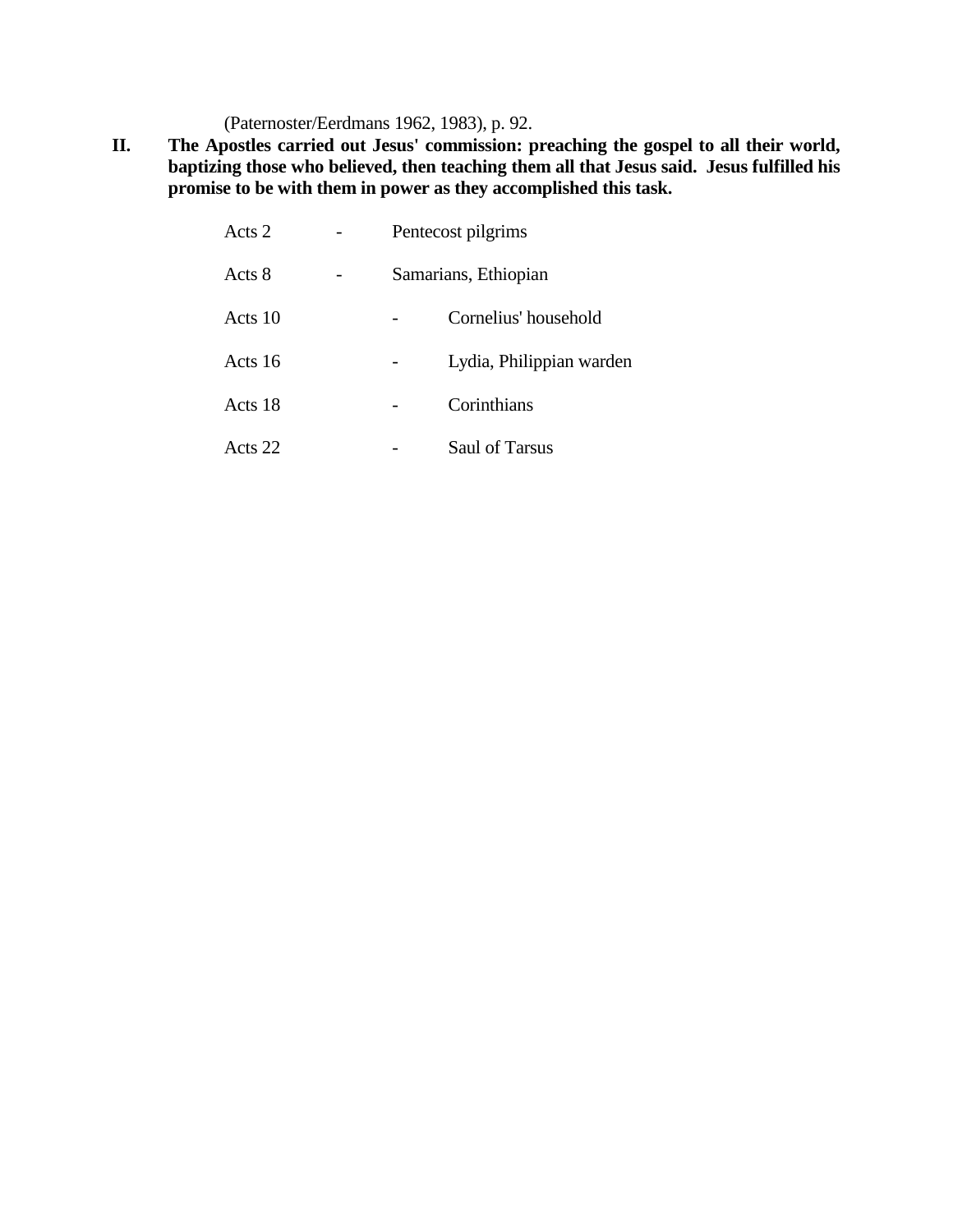(Paternoster/Eerdmans 1962, 1983), p. 92.

**II. The Apostles carried out Jesus' commission: preaching the gospel to all their world, baptizing those who believed, then teaching them all that Jesus said. Jesus fulfilled his promise to be with them in power as they accomplished this task.**

| | | |
|---|---|---|
| Acts 2 | - | Pentecost pilgrims |
| Acts 8 | - | Samarians, Ethiopian |
| Acts 10 | - | Cornelius' household |
| Acts 16 | - | Lydia, Philippian warden |
| Acts 18 | - | Corinthians |
| Acts 22 | - | Saul of Tarsus |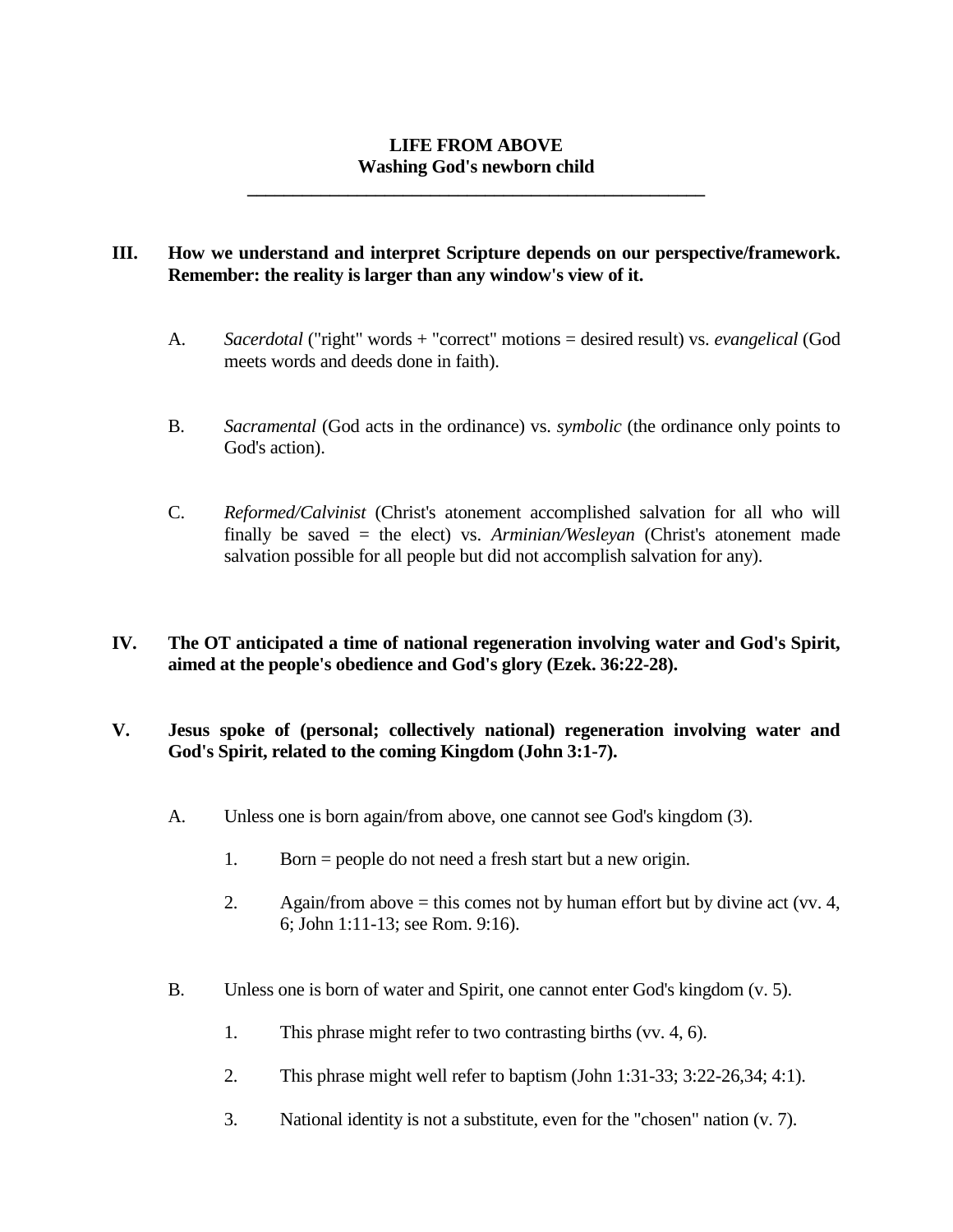**LIFE FROM ABOVE**
**Washing God's newborn child**

---

**III. How we understand and interpret Scripture depends on our perspective/framework. Remember: the reality is larger than any window's view of it.**

A. *Sacerdotal* ("right" words + "correct" motions = desired result) vs. *evangelical* (God meets words and deeds done in faith).

B. *Sacramental* (God acts in the ordinance) vs. *symbolic* (the ordinance only points to God's action).

C. *Reformed/Calvinist* (Christ's atonement accomplished salvation for all who will finally be saved = the elect) vs. *Arminian/Wesleyan* (Christ's atonement made salvation possible for all people but did not accomplish salvation for any).

**IV. The OT anticipated a time of national regeneration involving water and God's Spirit, aimed at the people's obedience and God's glory (Ezek. 36:22-28).**

**V. Jesus spoke of (personal; collectively national) regeneration involving water and God's Spirit, related to the coming Kingdom (John 3:1-7).**

A. Unless one is born again/from above, one cannot see God's kingdom (3).

1. Born = people do not need a fresh start but a new origin.

2. Again/from above = this comes not by human effort but by divine act (vv. 4, 6; John 1:11-13; see Rom. 9:16).

B. Unless one is born of water and Spirit, one cannot enter God's kingdom (v. 5).

1. This phrase might refer to two contrasting births (vv. 4, 6).

2. This phrase might well refer to baptism (John 1:31-33; 3:22-26,34; 4:1).

3. National identity is not a substitute, even for the "chosen" nation (v. 7).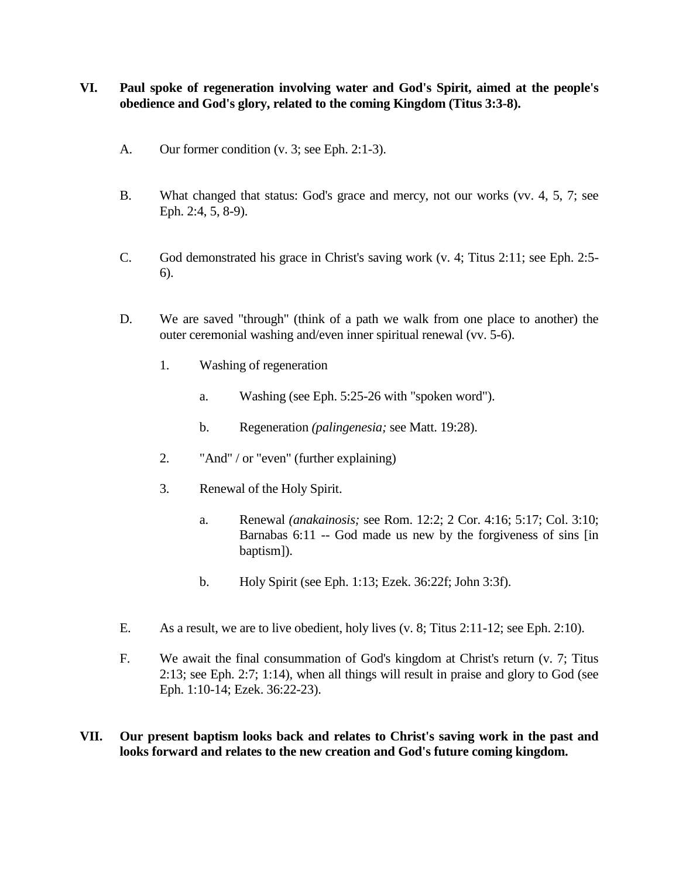**VI. Paul spoke of regeneration involving water and God's Spirit, aimed at the people's obedience and God's glory, related to the coming Kingdom (Titus 3:3-8).**

A. Our former condition (v. 3; see Eph. 2:1-3).

B. What changed that status: God's grace and mercy, not our works (vv. 4, 5, 7; see Eph. 2:4, 5, 8-9).

C. God demonstrated his grace in Christ's saving work (v. 4; Titus 2:11; see Eph. 2:5-6).

D. We are saved "through" (think of a path we walk from one place to another) the outer ceremonial washing and/even inner spiritual renewal (vv. 5-6).

1. Washing of regeneration

   a. Washing (see Eph. 5:25-26 with "spoken word").

   b. Regeneration *(palingenesia;* see Matt. 19:28).

2. "And" / or "even" (further explaining)

3. Renewal of the Holy Spirit.

   a. Renewal *(anakainosis;* see Rom. 12:2; 2 Cor. 4:16; 5:17; Col. 3:10; Barnabas 6:11 -- God made us new by the forgiveness of sins [in baptism]).

   b. Holy Spirit (see Eph. 1:13; Ezek. 36:22f; John 3:3f).

E. As a result, we are to live obedient, holy lives (v. 8; Titus 2:11-12; see Eph. 2:10).

F. We await the final consummation of God's kingdom at Christ's return (v. 7; Titus 2:13; see Eph. 2:7; 1:14), when all things will result in praise and glory to God (see Eph. 1:10-14; Ezek. 36:22-23).

**VII. Our present baptism looks back and relates to Christ's saving work in the past and looks forward and relates to the new creation and God's future coming kingdom.**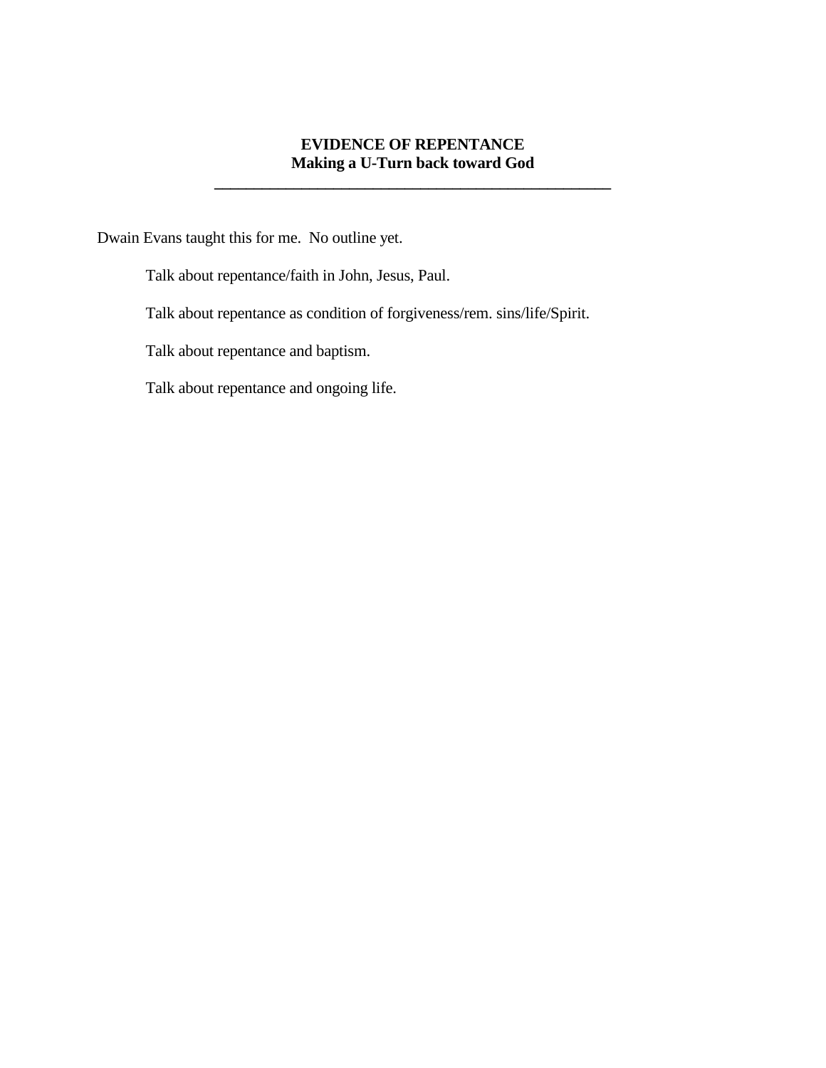# EVIDENCE OF REPENTANCE
## Making a U-Turn back toward God

---

Dwain Evans taught this for me.  No outline yet.

> Talk about repentance/faith in John, Jesus, Paul.
>
> Talk about repentance as condition of forgiveness/rem. sins/life/Spirit.
>
> Talk about repentance and baptism.
>
> Talk about repentance and ongoing life.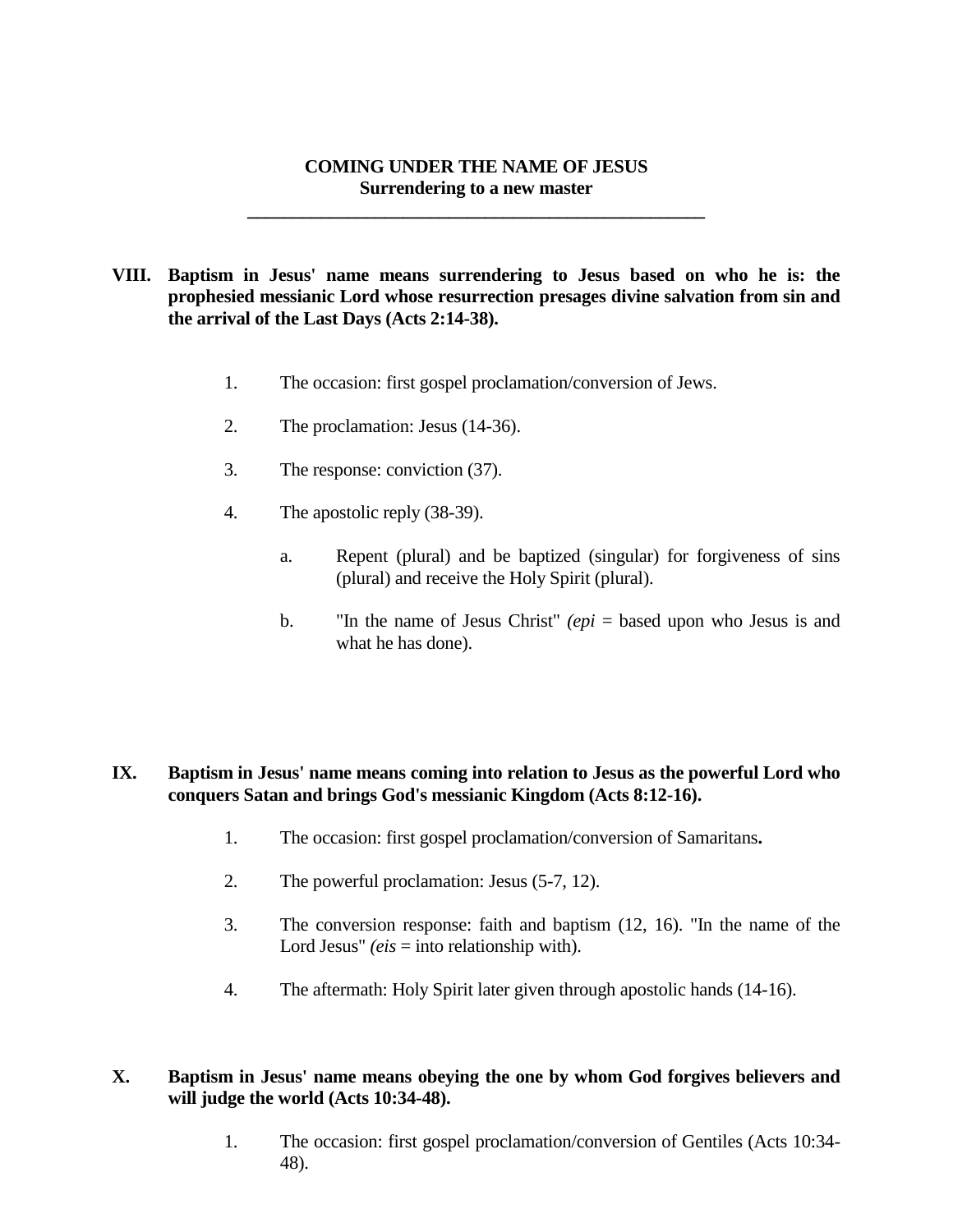# COMING UNDER THE NAME OF JESUS

**Surrendering to a new master**

---

**VIII. Baptism in Jesus' name means surrendering to Jesus based on who he is: the prophesied messianic Lord whose resurrection presages divine salvation from sin and the arrival of the Last Days (Acts 2:14-38).**

1. The occasion: first gospel proclamation/conversion of Jews.

2. The proclamation: Jesus (14-36).

3. The response: conviction (37).

4. The apostolic reply (38-39).

   a. Repent (plural) and be baptized (singular) for forgiveness of sins (plural) and receive the Holy Spirit (plural).

   b. "In the name of Jesus Christ" *(epi* = based upon who Jesus is and what he has done).

**IX. Baptism in Jesus' name means coming into relation to Jesus as the powerful Lord who conquers Satan and brings God's messianic Kingdom (Acts 8:12-16).**

1. The occasion: first gospel proclamation/conversion of Samaritans**.**

2. The powerful proclamation: Jesus (5-7, 12).

3. The conversion response: faith and baptism (12, 16). "In the name of the Lord Jesus" *(eis* = into relationship with).

4. The aftermath: Holy Spirit later given through apostolic hands (14-16).

**X. Baptism in Jesus' name means obeying the one by whom God forgives believers and will judge the world (Acts 10:34-48).**

1. The occasion: first gospel proclamation/conversion of Gentiles (Acts 10:34-48).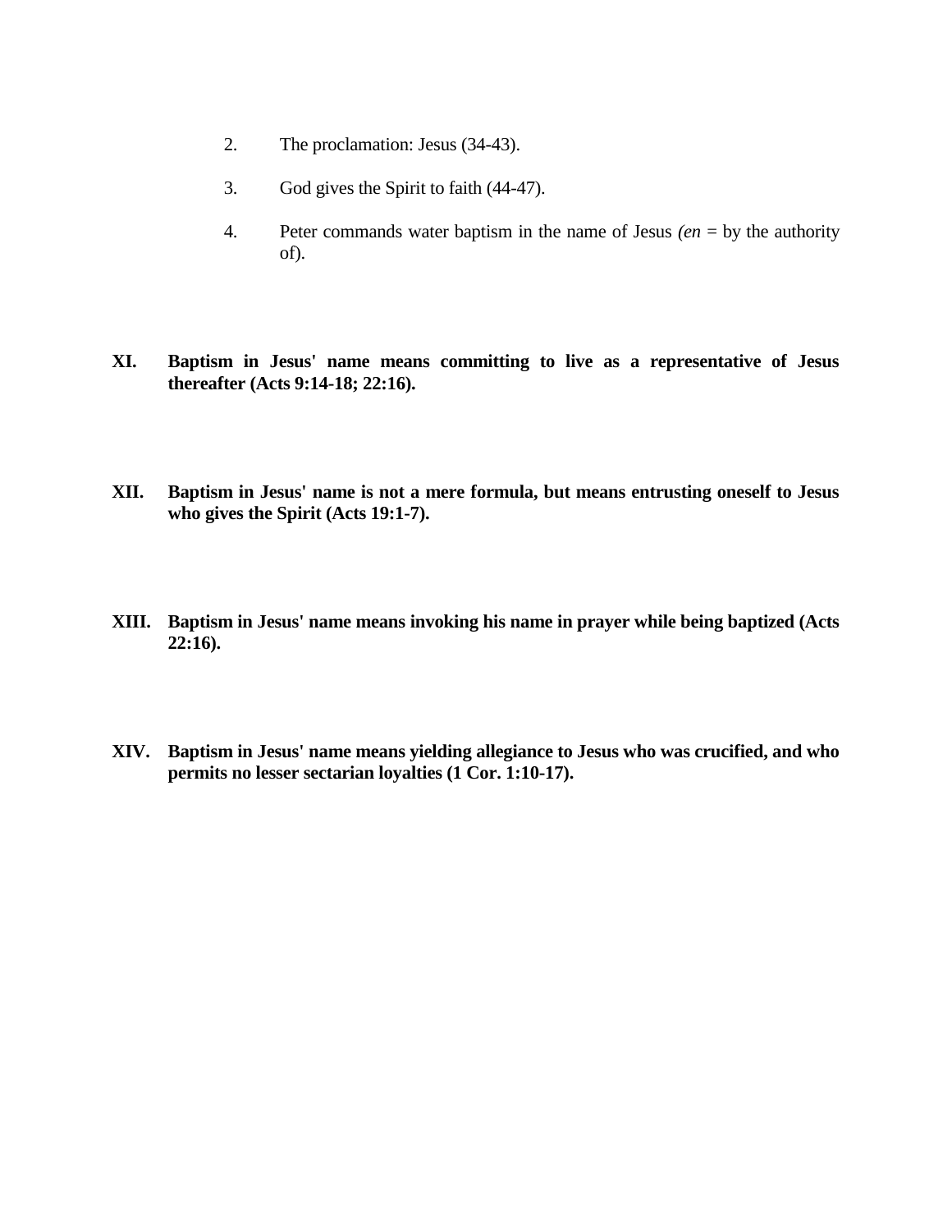2. The proclamation: Jesus (34-43).

3. God gives the Spirit to faith (44-47).

4. Peter commands water baptism in the name of Jesus *(en* = by the authority of).

**XI. Baptism in Jesus' name means committing to live as a representative of Jesus thereafter (Acts 9:14-18; 22:16).**

**XII. Baptism in Jesus' name is not a mere formula, but means entrusting oneself to Jesus who gives the Spirit (Acts 19:1-7).**

**XIII. Baptism in Jesus' name means invoking his name in prayer while being baptized (Acts 22:16).**

**XIV. Baptism in Jesus' name means yielding allegiance to Jesus who was crucified, and who permits no lesser sectarian loyalties (1 Cor. 1:10-17).**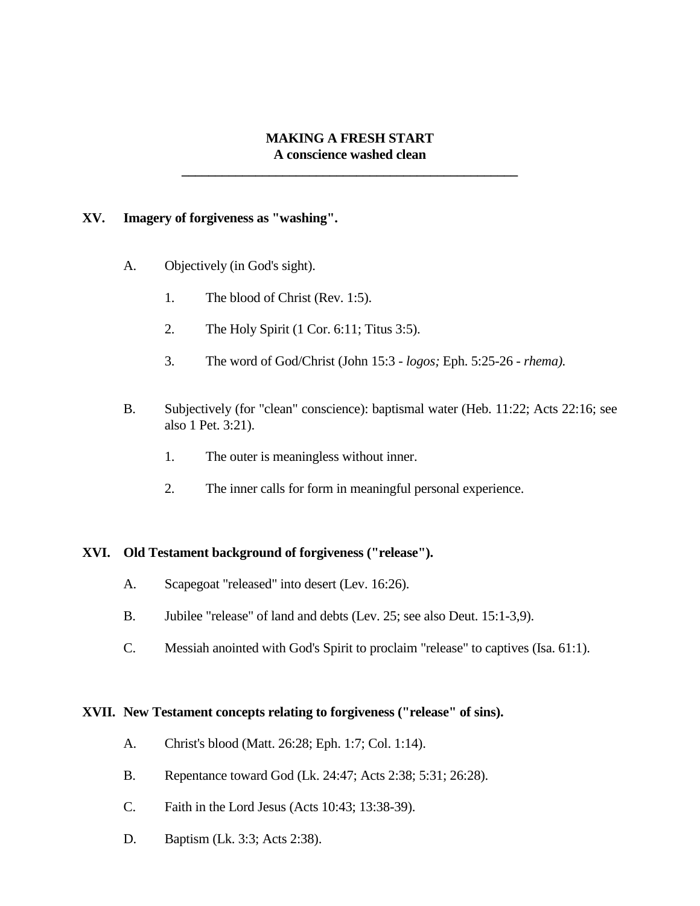**MAKING A FRESH START**
**A conscience washed clean**

---

**XV. Imagery of forgiveness as "washing".**

A. Objectively (in God's sight).

1. The blood of Christ (Rev. 1:5).

2. The Holy Spirit (1 Cor. 6:11; Titus 3:5).

3. The word of God/Christ (John 15:3 - *logos;* Eph. 5:25-26 - *rhema).*

B. Subjectively (for "clean" conscience): baptismal water (Heb. 11:22; Acts 22:16; see also 1 Pet. 3:21).

1. The outer is meaningless without inner.

2. The inner calls for form in meaningful personal experience.

**XVI. Old Testament background of forgiveness ("release").**

A. Scapegoat "released" into desert (Lev. 16:26).

B. Jubilee "release" of land and debts (Lev. 25; see also Deut. 15:1-3,9).

C. Messiah anointed with God's Spirit to proclaim "release" to captives (Isa. 61:1).

**XVII. New Testament concepts relating to forgiveness ("release" of sins).**

A. Christ's blood (Matt. 26:28; Eph. 1:7; Col. 1:14).

B. Repentance toward God (Lk. 24:47; Acts 2:38; 5:31; 26:28).

C. Faith in the Lord Jesus (Acts 10:43; 13:38-39).

D. Baptism (Lk. 3:3; Acts 2:38).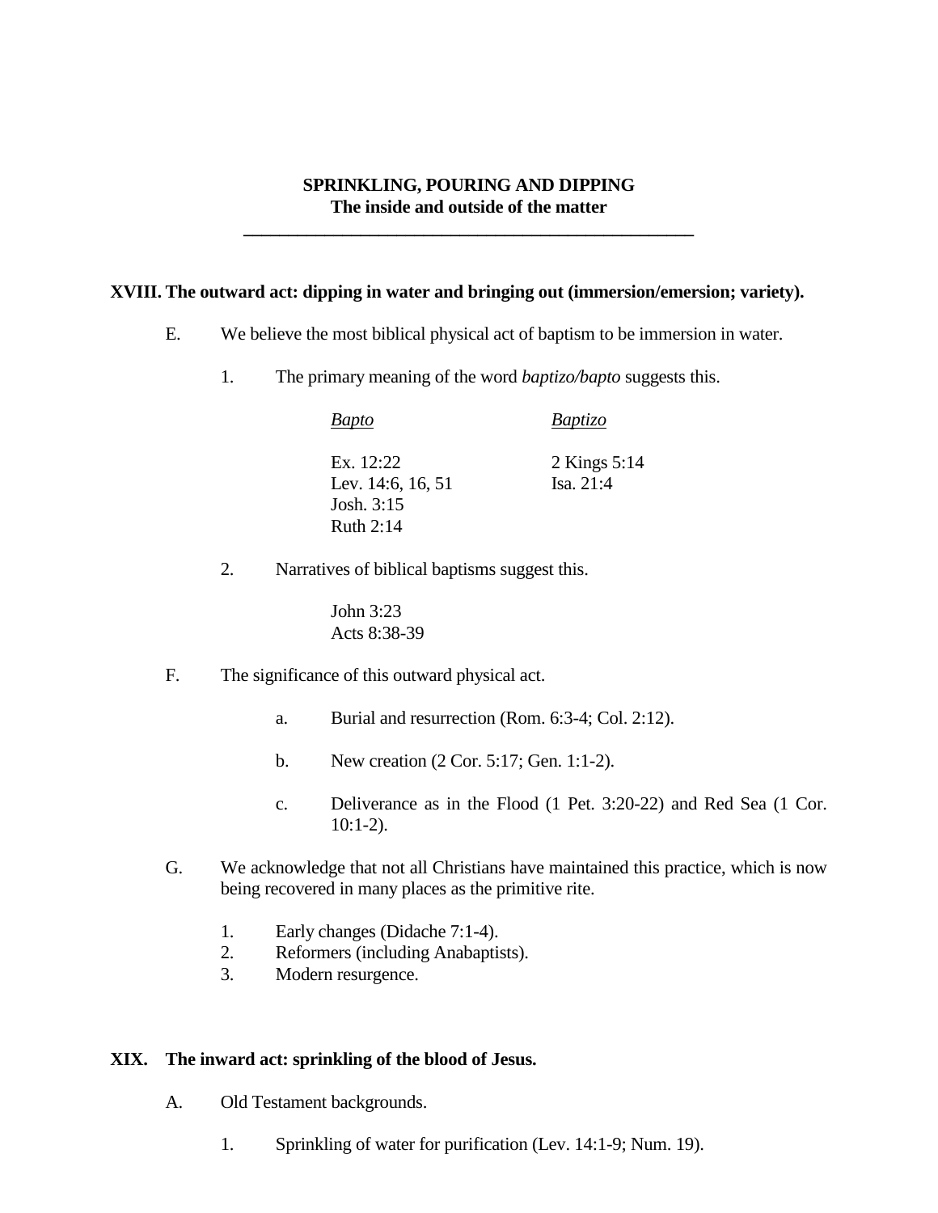**SPRINKLING, POURING AND DIPPING**
**The inside and outside of the matter**

---

## XVIII. The outward act: dipping in water and bringing out (immersion/emersion; variety).

E. We believe the most biblical physical act of baptism to be immersion in water.

1. The primary meaning of the word *baptizo/bapto* suggests this.

| Bapto | Baptizo |
| --- | --- |
| Ex. 12:22 | 2 Kings 5:14 |
| Lev. 14:6, 16, 51 | Isa. 21:4 |
| Josh. 3:15 | |
| Ruth 2:14 | |

2. Narratives of biblical baptisms suggest this.

   John 3:23
   Acts 8:38-39

F. The significance of this outward physical act.

   a. Burial and resurrection (Rom. 6:3-4; Col. 2:12).

   b. New creation (2 Cor. 5:17; Gen. 1:1-2).

   c. Deliverance as in the Flood (1 Pet. 3:20-22) and Red Sea (1 Cor. 10:1-2).

G. We acknowledge that not all Christians have maintained this practice, which is now being recovered in many places as the primitive rite.

1. Early changes (Didache 7:1-4).
2. Reformers (including Anabaptists).
3. Modern resurgence.

## XIX. The inward act: sprinkling of the blood of Jesus.

A. Old Testament backgrounds.

1. Sprinkling of water for purification (Lev. 14:1-9; Num. 19).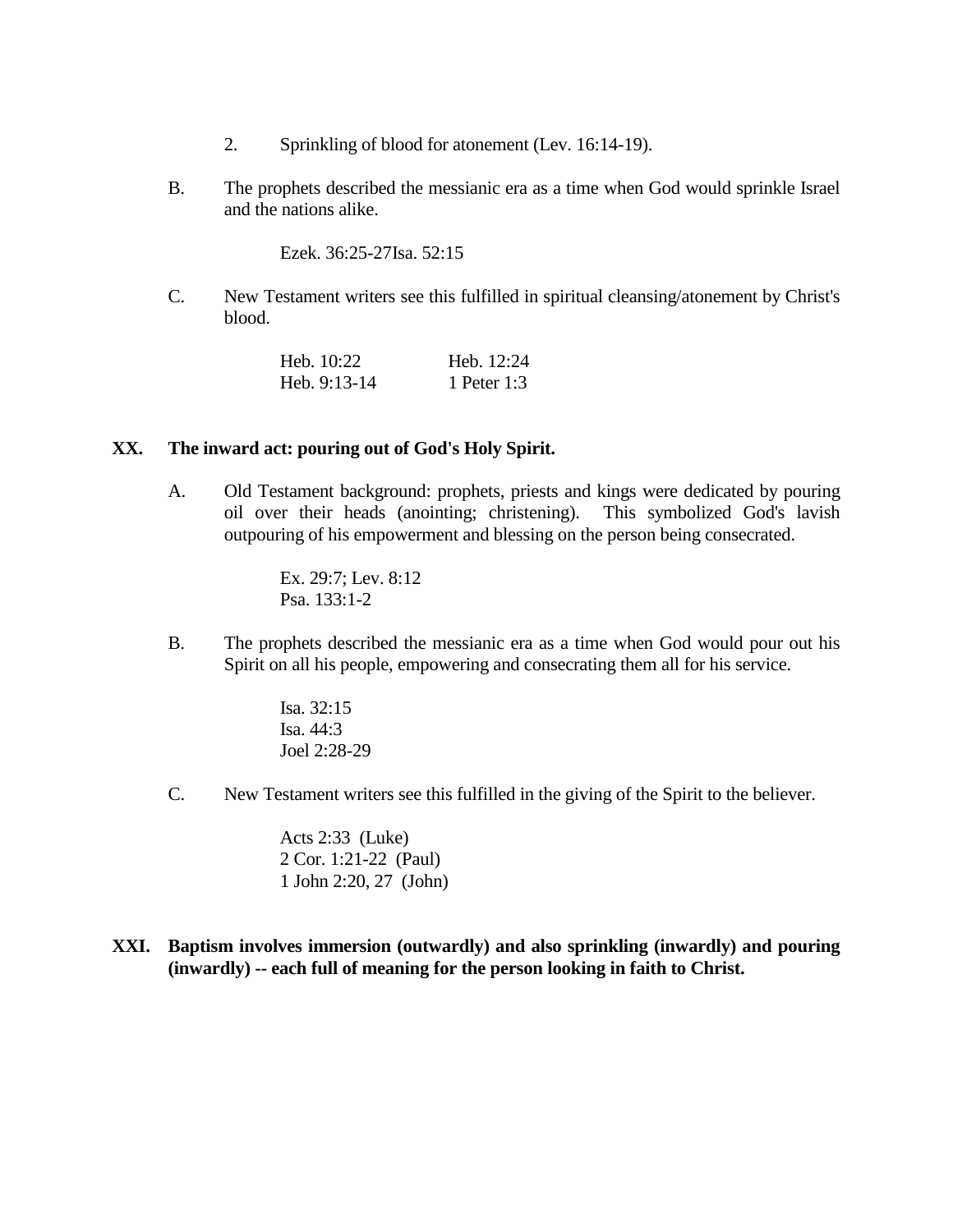2. Sprinkling of blood for atonement (Lev. 16:14-19).

B. The prophets described the messianic era as a time when God would sprinkle Israel and the nations alike.

   Ezek. 36:25-27Isa. 52:15

C. New Testament writers see this fulfilled in spiritual cleansing/atonement by Christ's blood.

   Heb. 10:22 Heb. 12:24
   Heb. 9:13-14 1 Peter 1:3

**XX. The inward act: pouring out of God's Holy Spirit.**

A. Old Testament background: prophets, priests and kings were dedicated by pouring oil over their heads (anointing; christening). This symbolized God's lavish outpouring of his empowerment and blessing on the person being consecrated.

   Ex. 29:7; Lev. 8:12
   Psa. 133:1-2

B. The prophets described the messianic era as a time when God would pour out his Spirit on all his people, empowering and consecrating them all for his service.

   Isa. 32:15
   Isa. 44:3
   Joel 2:28-29

C. New Testament writers see this fulfilled in the giving of the Spirit to the believer.

   Acts 2:33 (Luke)
   2 Cor. 1:21-22 (Paul)
   1 John 2:20, 27 (John)

**XXI. Baptism involves immersion (outwardly) and also sprinkling (inwardly) and pouring (inwardly) -- each full of meaning for the person looking in faith to Christ.**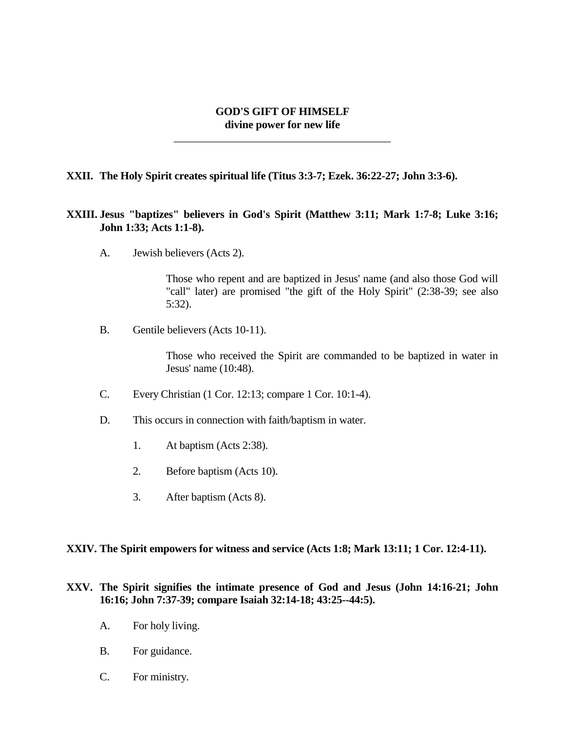# GOD'S GIFT OF HIMSELF

**divine power for new life**

---

**XXII. The Holy Spirit creates spiritual life (Titus 3:3-7; Ezek. 36:22-27; John 3:3-6).**

**XXIII. Jesus "baptizes" believers in God's Spirit (Matthew 3:11; Mark 1:7-8; Luke 3:16; John 1:33; Acts 1:1-8).**

A. Jewish believers (Acts 2).

> Those who repent and are baptized in Jesus' name (and also those God will "call" later) are promised "the gift of the Holy Spirit" (2:38-39; see also 5:32).

B. Gentile believers (Acts 10-11).

> Those who received the Spirit are commanded to be baptized in water in Jesus' name (10:48).

C. Every Christian (1 Cor. 12:13; compare 1 Cor. 10:1-4).

D. This occurs in connection with faith/baptism in water.

1. At baptism (Acts 2:38).
2. Before baptism (Acts 10).
3. After baptism (Acts 8).

**XXIV. The Spirit empowers for witness and service (Acts 1:8; Mark 13:11; 1 Cor. 12:4-11).**

**XXV. The Spirit signifies the intimate presence of God and Jesus (John 14:16-21; John 16:16; John 7:37-39; compare Isaiah 32:14-18; 43:25--44:5).**

A. For holy living.

B. For guidance.

C. For ministry.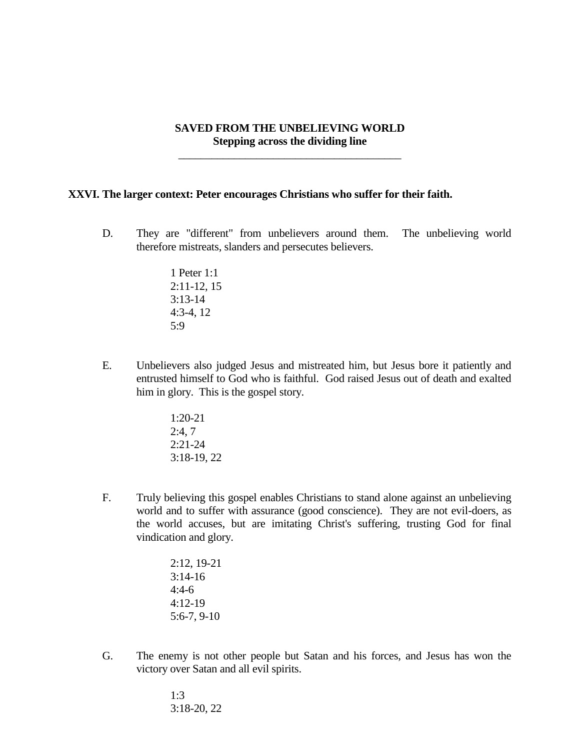**SAVED FROM THE UNBELIEVING WORLD**
**Stepping across the dividing line**

---

## XXVI. The larger context: Peter encourages Christians who suffer for their faith.

D. They are "different" from unbelievers around them. The unbelieving world therefore mistreats, slanders and persecutes believers.

1 Peter 1:1
2:11-12, 15
3:13-14
4:3-4, 12
5:9

E. Unbelievers also judged Jesus and mistreated him, but Jesus bore it patiently and entrusted himself to God who is faithful. God raised Jesus out of death and exalted him in glory. This is the gospel story.

1:20-21
2:4, 7
2:21-24
3:18-19, 22

F. Truly believing this gospel enables Christians to stand alone against an unbelieving world and to suffer with assurance (good conscience). They are not evil-doers, as the world accuses, but are imitating Christ's suffering, trusting God for final vindication and glory.

2:12, 19-21
3:14-16
4:4-6
4:12-19
5:6-7, 9-10

G. The enemy is not other people but Satan and his forces, and Jesus has won the victory over Satan and all evil spirits.

1:3
3:18-20, 22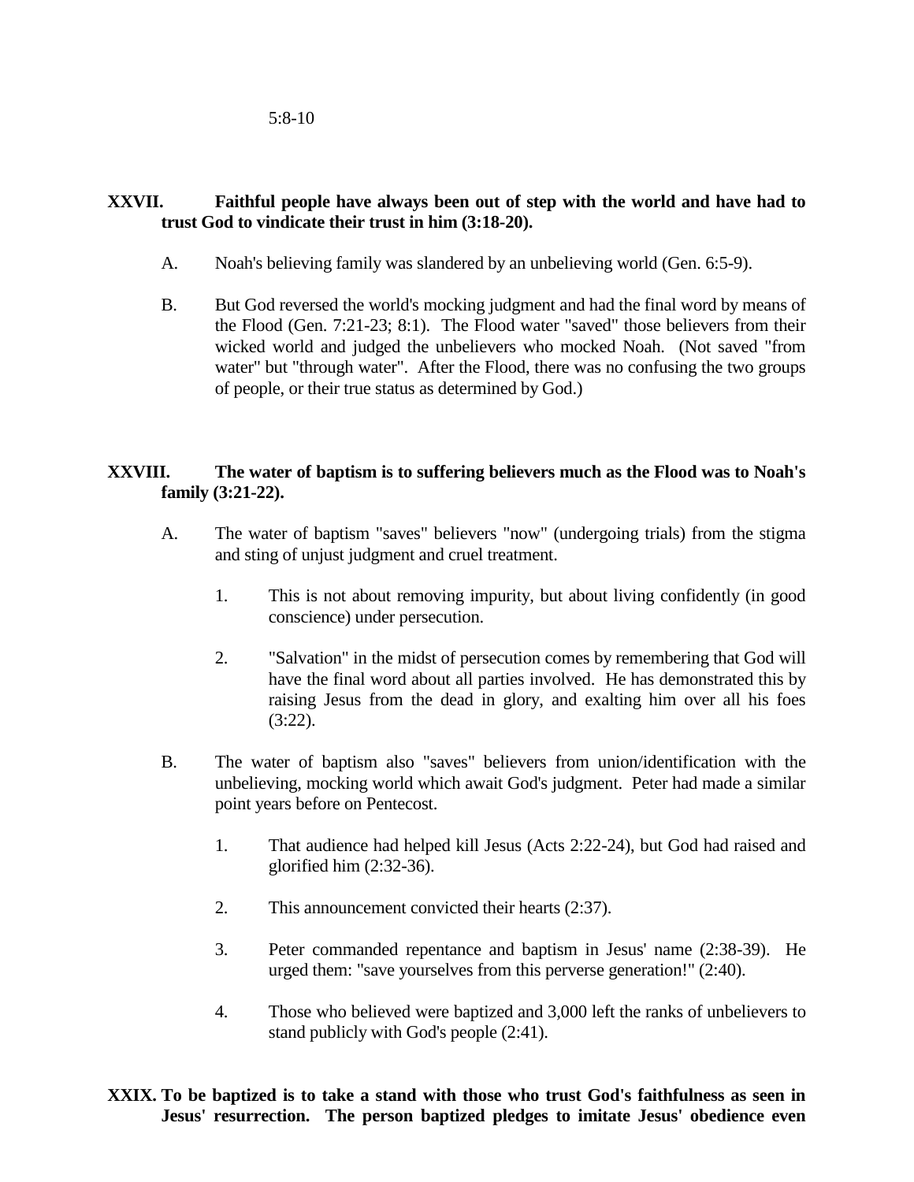5:8-10

**XXVII. Faithful people have always been out of step with the world and have had to trust God to vindicate their trust in him (3:18-20).**

A. Noah's believing family was slandered by an unbelieving world (Gen. 6:5-9).

B. But God reversed the world's mocking judgment and had the final word by means of the Flood (Gen. 7:21-23; 8:1). The Flood water "saved" those believers from their wicked world and judged the unbelievers who mocked Noah. (Not saved "from water" but "through water". After the Flood, there was no confusing the two groups of people, or their true status as determined by God.)

**XXVIII. The water of baptism is to suffering believers much as the Flood was to Noah's family (3:21-22).**

A. The water of baptism "saves" believers "now" (undergoing trials) from the stigma and sting of unjust judgment and cruel treatment.

1. This is not about removing impurity, but about living confidently (in good conscience) under persecution.

2. "Salvation" in the midst of persecution comes by remembering that God will have the final word about all parties involved. He has demonstrated this by raising Jesus from the dead in glory, and exalting him over all his foes (3:22).

B. The water of baptism also "saves" believers from union/identification with the unbelieving, mocking world which await God's judgment. Peter had made a similar point years before on Pentecost.

1. That audience had helped kill Jesus (Acts 2:22-24), but God had raised and glorified him (2:32-36).

2. This announcement convicted their hearts (2:37).

3. Peter commanded repentance and baptism in Jesus' name (2:38-39). He urged them: "save yourselves from this perverse generation!" (2:40).

4. Those who believed were baptized and 3,000 left the ranks of unbelievers to stand publicly with God's people (2:41).

**XXIX. To be baptized is to take a stand with those who trust God's faithfulness as seen in Jesus' resurrection. The person baptized pledges to imitate Jesus' obedience even**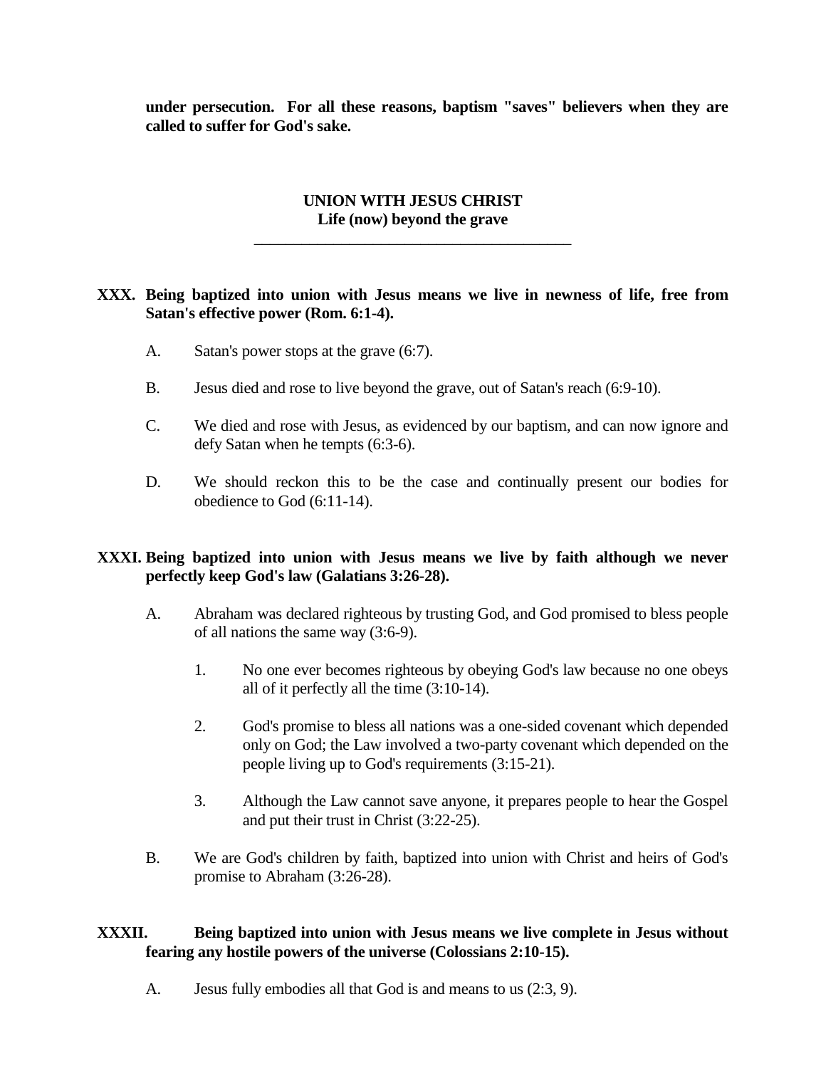**under persecution. For all these reasons, baptism "saves" believers when they are called to suffer for God's sake.**

## UNION WITH JESUS CHRIST
### Life (now) beyond the grave

---

**XXX. Being baptized into union with Jesus means we live in newness of life, free from Satan's effective power (Rom. 6:1-4).**

A. Satan's power stops at the grave (6:7).

B. Jesus died and rose to live beyond the grave, out of Satan's reach (6:9-10).

C. We died and rose with Jesus, as evidenced by our baptism, and can now ignore and defy Satan when he tempts (6:3-6).

D. We should reckon this to be the case and continually present our bodies for obedience to God (6:11-14).

**XXXI. Being baptized into union with Jesus means we live by faith although we never perfectly keep God's law (Galatians 3:26-28).**

A. Abraham was declared righteous by trusting God, and God promised to bless people of all nations the same way (3:6-9).

1. No one ever becomes righteous by obeying God's law because no one obeys all of it perfectly all the time (3:10-14).

2. God's promise to bless all nations was a one-sided covenant which depended only on God; the Law involved a two-party covenant which depended on the people living up to God's requirements (3:15-21).

3. Although the Law cannot save anyone, it prepares people to hear the Gospel and put their trust in Christ (3:22-25).

B. We are God's children by faith, baptized into union with Christ and heirs of God's promise to Abraham (3:26-28).

**XXXII. Being baptized into union with Jesus means we live complete in Jesus without fearing any hostile powers of the universe (Colossians 2:10-15).**

A. Jesus fully embodies all that God is and means to us (2:3, 9).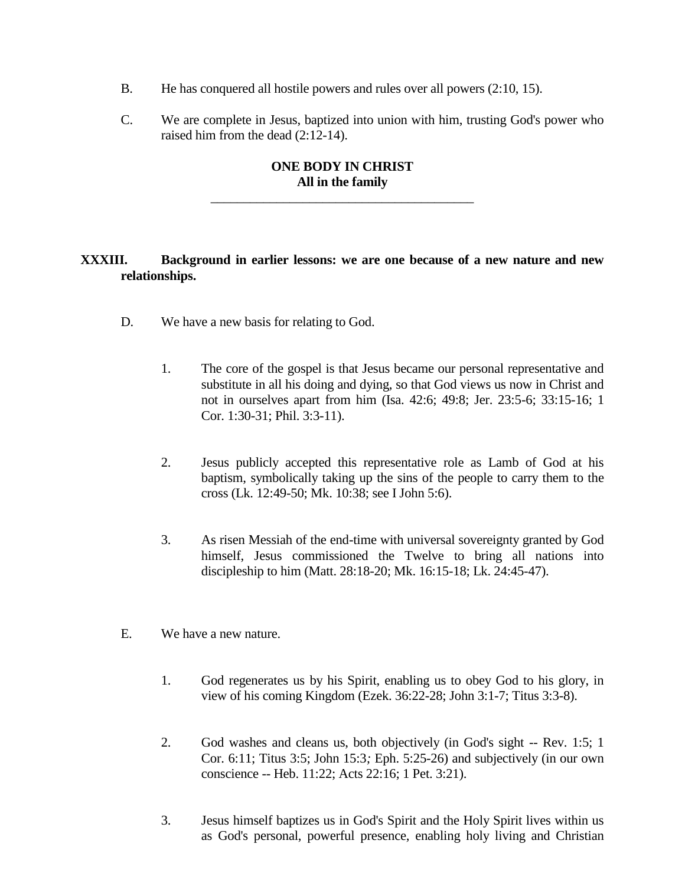B. He has conquered all hostile powers and rules over all powers (2:10, 15).

C. We are complete in Jesus, baptized into union with him, trusting God's power who raised him from the dead (2:12-14).

**ONE BODY IN CHRIST**
**All in the family**

---

## XXXIII. Background in earlier lessons: we are one because of a new nature and new relationships.

D. We have a new basis for relating to God.

1. The core of the gospel is that Jesus became our personal representative and substitute in all his doing and dying, so that God views us now in Christ and not in ourselves apart from him (Isa. 42:6; 49:8; Jer. 23:5-6; 33:15-16; 1 Cor. 1:30-31; Phil. 3:3-11).

2. Jesus publicly accepted this representative role as Lamb of God at his baptism, symbolically taking up the sins of the people to carry them to the cross (Lk. 12:49-50; Mk. 10:38; see I John 5:6).

3. As risen Messiah of the end-time with universal sovereignty granted by God himself, Jesus commissioned the Twelve to bring all nations into discipleship to him (Matt. 28:18-20; Mk. 16:15-18; Lk. 24:45-47).

E. We have a new nature.

1. God regenerates us by his Spirit, enabling us to obey God to his glory, in view of his coming Kingdom (Ezek. 36:22-28; John 3:1-7; Titus 3:3-8).

2. God washes and cleans us, both objectively (in God's sight -- Rev. 1:5; 1 Cor. 6:11; Titus 3:5; John 15:3*;* Eph. 5:25-26) and subjectively (in our own conscience -- Heb. 11:22; Acts 22:16; 1 Pet. 3:21).

3. Jesus himself baptizes us in God's Spirit and the Holy Spirit lives within us as God's personal, powerful presence, enabling holy living and Christian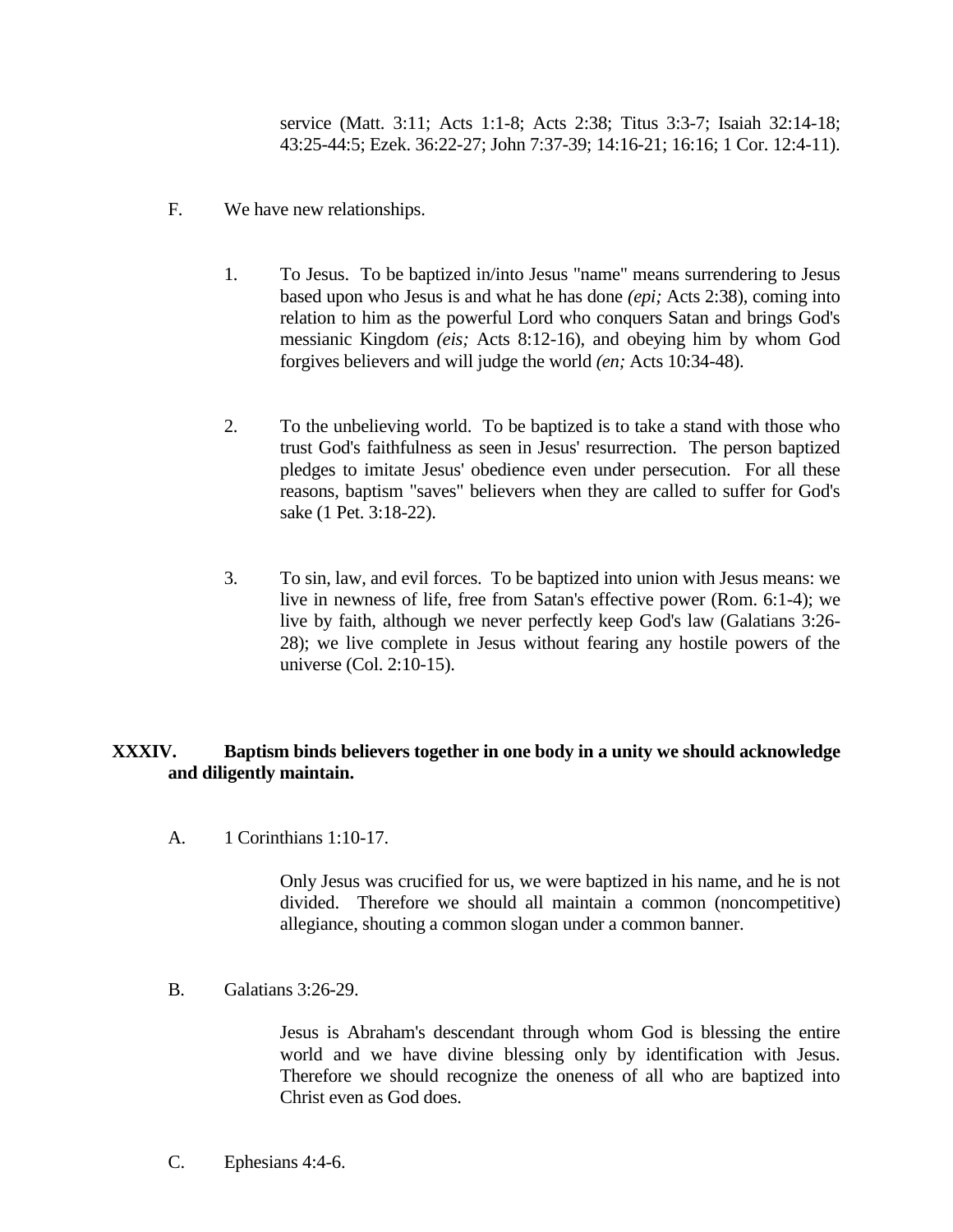service (Matt. 3:11; Acts 1:1-8; Acts 2:38; Titus 3:3-7; Isaiah 32:14-18; 43:25-44:5; Ezek. 36:22-27; John 7:37-39; 14:16-21; 16:16; 1 Cor. 12:4-11).

F. We have new relationships.

1. To Jesus. To be baptized in/into Jesus "name" means surrendering to Jesus based upon who Jesus is and what he has done *(epi;* Acts 2:38), coming into relation to him as the powerful Lord who conquers Satan and brings God's messianic Kingdom *(eis;* Acts 8:12-16), and obeying him by whom God forgives believers and will judge the world *(en;* Acts 10:34-48).

2. To the unbelieving world. To be baptized is to take a stand with those who trust God's faithfulness as seen in Jesus' resurrection. The person baptized pledges to imitate Jesus' obedience even under persecution. For all these reasons, baptism "saves" believers when they are called to suffer for God's sake (1 Pet. 3:18-22).

3. To sin, law, and evil forces. To be baptized into union with Jesus means: we live in newness of life, free from Satan's effective power (Rom. 6:1-4); we live by faith, although we never perfectly keep God's law (Galatians 3:26-28); we live complete in Jesus without fearing any hostile powers of the universe (Col. 2:10-15).

**XXXIV. Baptism binds believers together in one body in a unity we should acknowledge and diligently maintain.**

A. 1 Corinthians 1:10-17.

Only Jesus was crucified for us, we were baptized in his name, and he is not divided. Therefore we should all maintain a common (noncompetitive) allegiance, shouting a common slogan under a common banner.

B. Galatians 3:26-29.

Jesus is Abraham's descendant through whom God is blessing the entire world and we have divine blessing only by identification with Jesus. Therefore we should recognize the oneness of all who are baptized into Christ even as God does.

C. Ephesians 4:4-6.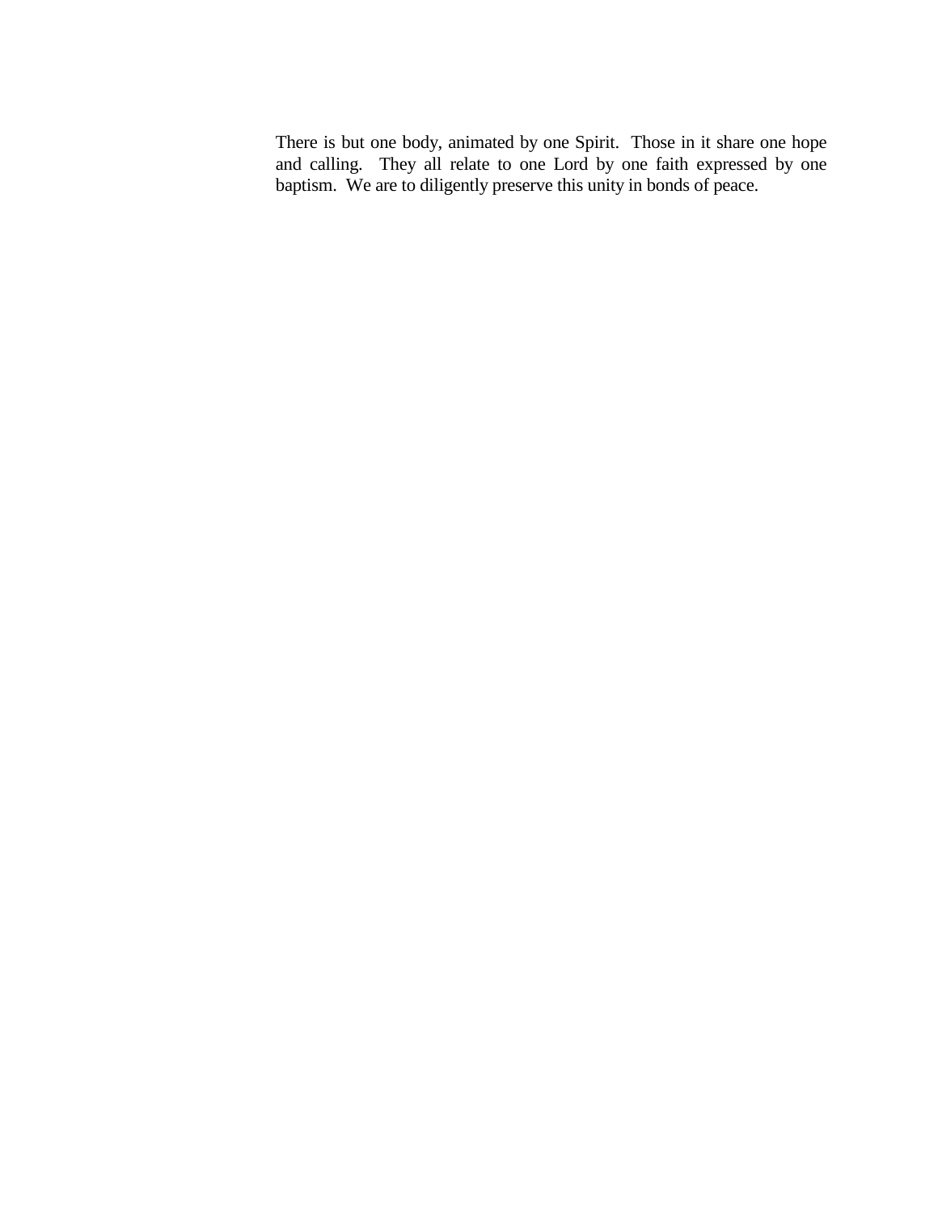There is but one body, animated by one Spirit. Those in it share one hope and calling. They all relate to one Lord by one faith expressed by one baptism. We are to diligently preserve this unity in bonds of peace.